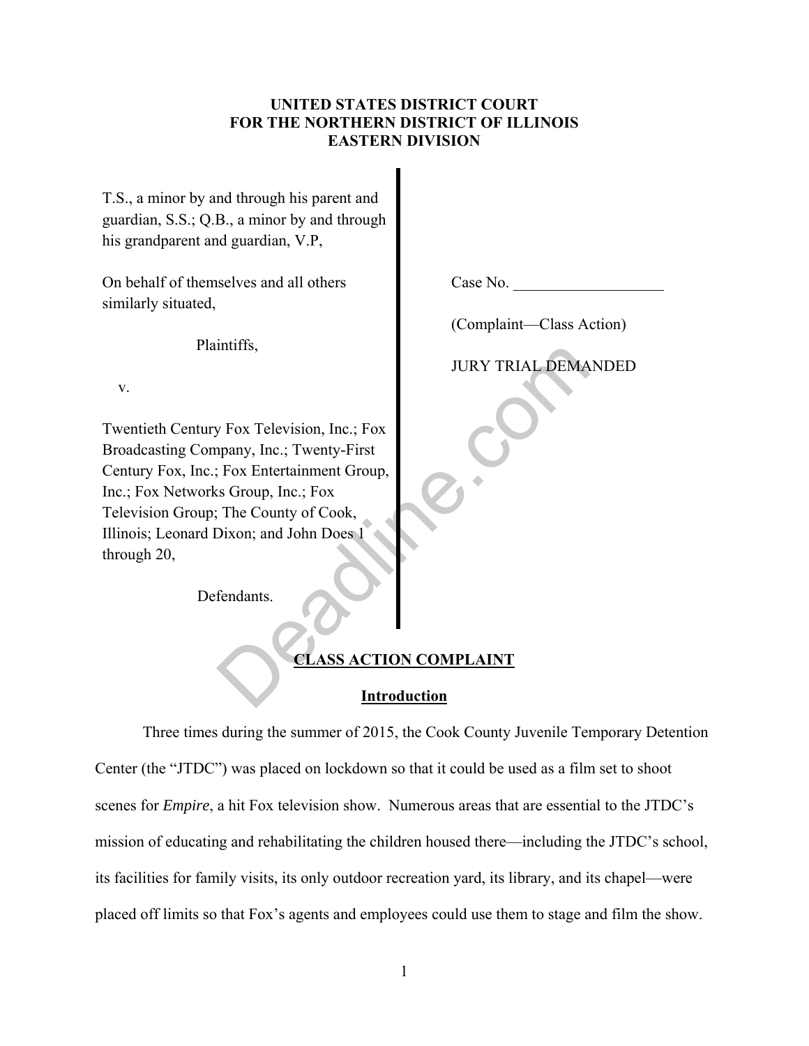**UNITED STATES DISTRICT COURT**
**FOR THE NORTHERN DISTRICT OF ILLINOIS**
**EASTERN DIVISION**

T.S., a minor by and through his parent and guardian, S.S.; Q.B., a minor by and through his grandparent and guardian, V.P,

On behalf of themselves and all others similarly situated,

Plaintiffs,

v.

Twentieth Century Fox Television, Inc.; Fox Broadcasting Company, Inc.; Twenty-First Century Fox, Inc.; Fox Entertainment Group, Inc.; Fox Networks Group, Inc.; Fox Television Group; The County of Cook, Illinois; Leonard Dixon; and John Does 1 through 20,

Defendants.

Case No. ___________________

(Complaint—Class Action)

JURY TRIAL DEMANDED

## CLASS ACTION COMPLAINT

### Introduction

Three times during the summer of 2015, the Cook County Juvenile Temporary Detention Center (the "JTDC") was placed on lockdown so that it could be used as a film set to shoot scenes for *Empire*, a hit Fox television show. Numerous areas that are essential to the JTDC's mission of educating and rehabilitating the children housed there—including the JTDC's school, its facilities for family visits, its only outdoor recreation yard, its library, and its chapel—were placed off limits so that Fox's agents and employees could use them to stage and film the show.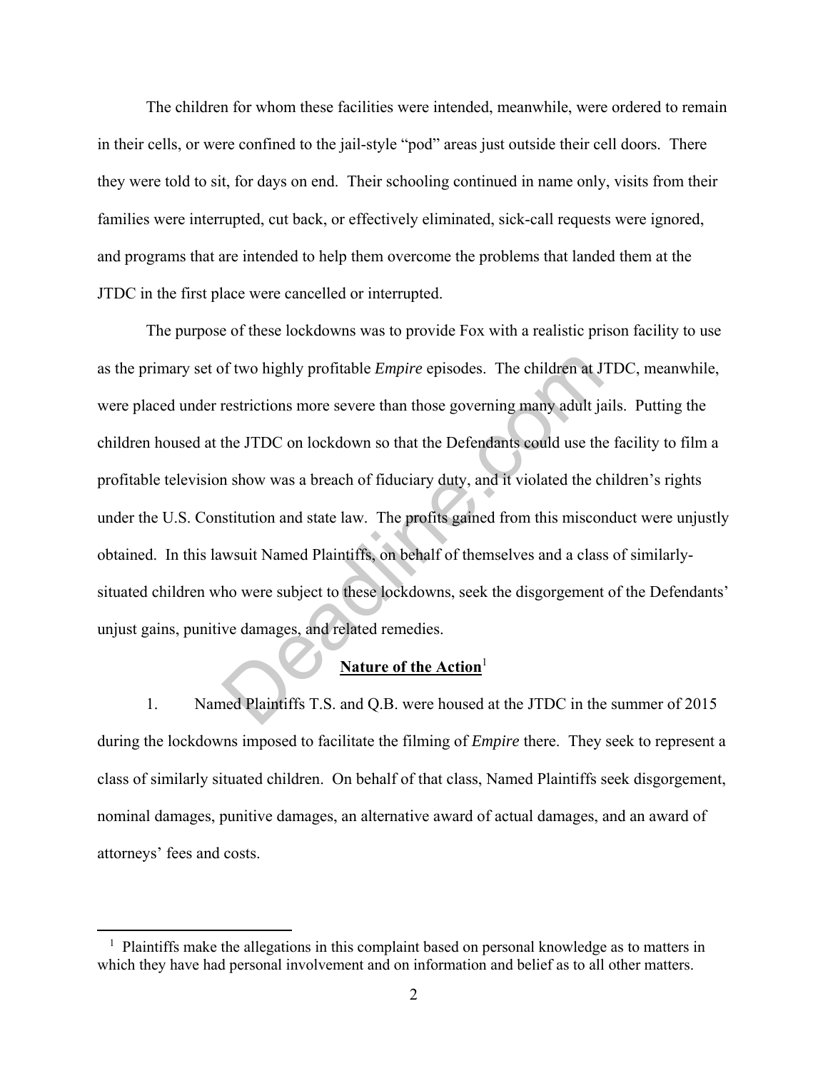The children for whom these facilities were intended, meanwhile, were ordered to remain in their cells, or were confined to the jail-style "pod" areas just outside their cell doors. There they were told to sit, for days on end. Their schooling continued in name only, visits from their families were interrupted, cut back, or effectively eliminated, sick-call requests were ignored, and programs that are intended to help them overcome the problems that landed them at the JTDC in the first place were cancelled or interrupted.

The purpose of these lockdowns was to provide Fox with a realistic prison facility to use as the primary set of two highly profitable *Empire* episodes. The children at JTDC, meanwhile, were placed under restrictions more severe than those governing many adult jails. Putting the children housed at the JTDC on lockdown so that the Defendants could use the facility to film a profitable television show was a breach of fiduciary duty, and it violated the children's rights under the U.S. Constitution and state law. The profits gained from this misconduct were unjustly obtained. In this lawsuit Named Plaintiffs, on behalf of themselves and a class of similarly-situated children who were subject to these lockdowns, seek the disgorgement of the Defendants' unjust gains, punitive damages, and related remedies.

**Nature of the Action**[1]

1. Named Plaintiffs T.S. and Q.B. were housed at the JTDC in the summer of 2015 during the lockdowns imposed to facilitate the filming of *Empire* there. They seek to represent a class of similarly situated children. On behalf of that class, Named Plaintiffs seek disgorgement, nominal damages, punitive damages, an alternative award of actual damages, and an award of attorneys' fees and costs.

[1] Plaintiffs make the allegations in this complaint based on personal knowledge as to matters in which they have had personal involvement and on information and belief as to all other matters.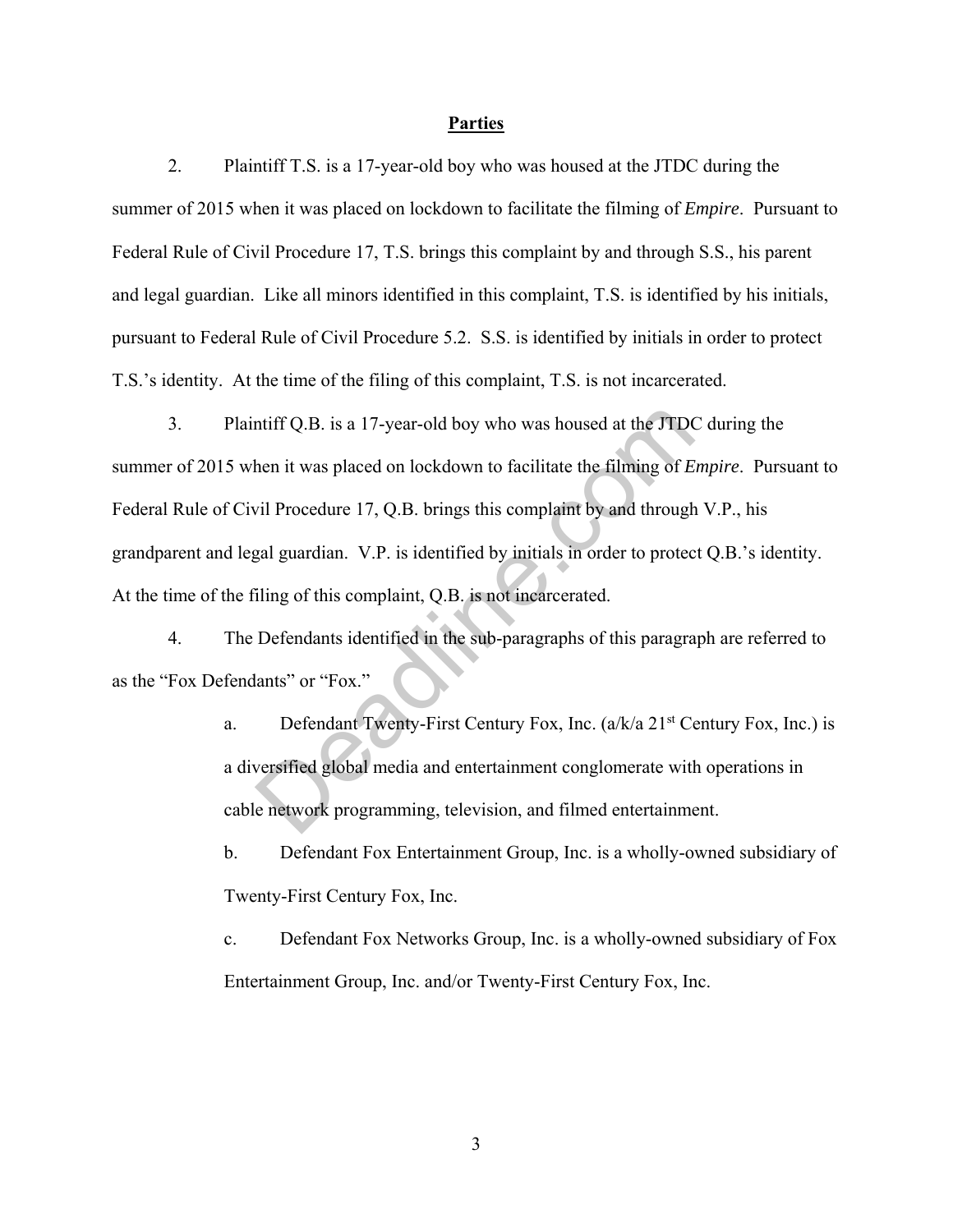## Parties

2. Plaintiff T.S. is a 17-year-old boy who was housed at the JTDC during the summer of 2015 when it was placed on lockdown to facilitate the filming of *Empire*. Pursuant to Federal Rule of Civil Procedure 17, T.S. brings this complaint by and through S.S., his parent and legal guardian. Like all minors identified in this complaint, T.S. is identified by his initials, pursuant to Federal Rule of Civil Procedure 5.2. S.S. is identified by initials in order to protect T.S.'s identity. At the time of the filing of this complaint, T.S. is not incarcerated.

3. Plaintiff Q.B. is a 17-year-old boy who was housed at the JTDC during the summer of 2015 when it was placed on lockdown to facilitate the filming of *Empire*. Pursuant to Federal Rule of Civil Procedure 17, Q.B. brings this complaint by and through V.P., his grandparent and legal guardian. V.P. is identified by initials in order to protect Q.B.'s identity. At the time of the filing of this complaint, Q.B. is not incarcerated.

4. The Defendants identified in the sub-paragraphs of this paragraph are referred to as the "Fox Defendants" or "Fox."

   a. Defendant Twenty-First Century Fox, Inc. (a/k/a 21st Century Fox, Inc.) is a diversified global media and entertainment conglomerate with operations in cable network programming, television, and filmed entertainment.

   b. Defendant Fox Entertainment Group, Inc. is a wholly-owned subsidiary of Twenty-First Century Fox, Inc.

   c. Defendant Fox Networks Group, Inc. is a wholly-owned subsidiary of Fox Entertainment Group, Inc. and/or Twenty-First Century Fox, Inc.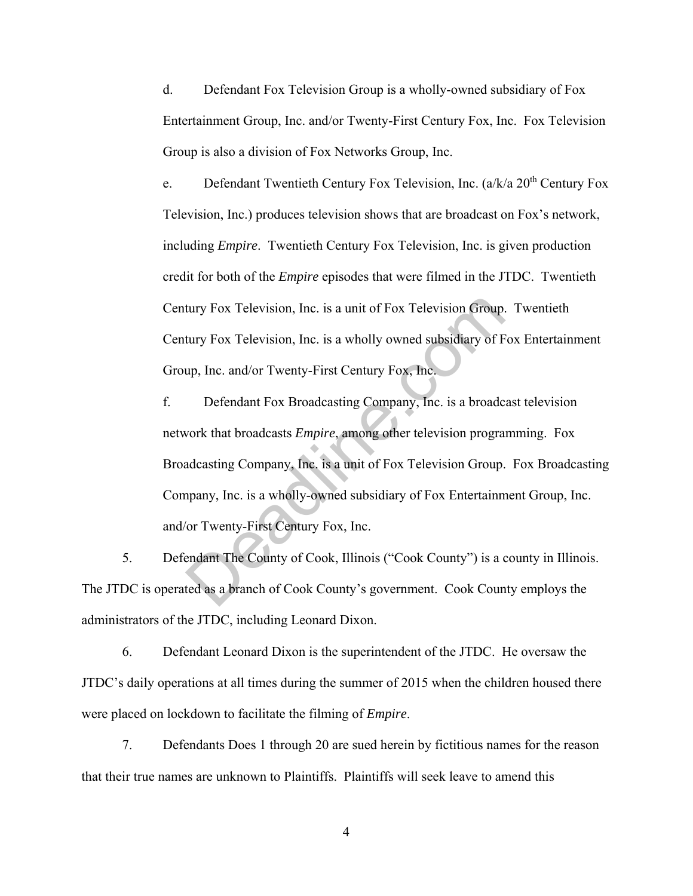d. Defendant Fox Television Group is a wholly-owned subsidiary of Fox Entertainment Group, Inc. and/or Twenty-First Century Fox, Inc. Fox Television Group is also a division of Fox Networks Group, Inc.

e. Defendant Twentieth Century Fox Television, Inc. (a/k/a 20th Century Fox Television, Inc.) produces television shows that are broadcast on Fox's network, including *Empire*. Twentieth Century Fox Television, Inc. is given production credit for both of the *Empire* episodes that were filmed in the JTDC. Twentieth Century Fox Television, Inc. is a unit of Fox Television Group. Twentieth Century Fox Television, Inc. is a wholly owned subsidiary of Fox Entertainment Group, Inc. and/or Twenty-First Century Fox, Inc.

f. Defendant Fox Broadcasting Company, Inc. is a broadcast television network that broadcasts *Empire*, among other television programming. Fox Broadcasting Company, Inc. is a unit of Fox Television Group. Fox Broadcasting Company, Inc. is a wholly-owned subsidiary of Fox Entertainment Group, Inc. and/or Twenty-First Century Fox, Inc.

5. Defendant The County of Cook, Illinois ("Cook County") is a county in Illinois. The JTDC is operated as a branch of Cook County's government. Cook County employs the administrators of the JTDC, including Leonard Dixon.

6. Defendant Leonard Dixon is the superintendent of the JTDC. He oversaw the JTDC's daily operations at all times during the summer of 2015 when the children housed there were placed on lockdown to facilitate the filming of *Empire*.

7. Defendants Does 1 through 20 are sued herein by fictitious names for the reason that their true names are unknown to Plaintiffs. Plaintiffs will seek leave to amend this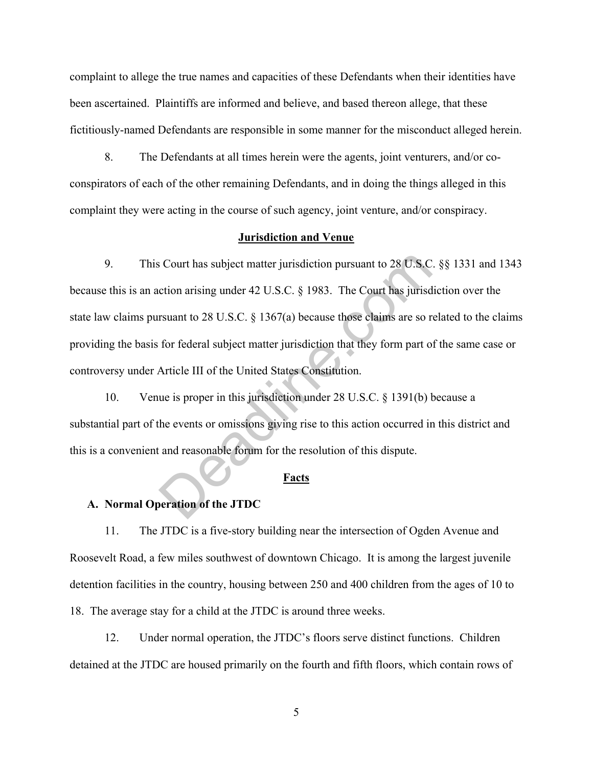complaint to allege the true names and capacities of these Defendants when their identities have been ascertained. Plaintiffs are informed and believe, and based thereon allege, that these fictitiously-named Defendants are responsible in some manner for the misconduct alleged herein.

8. The Defendants at all times herein were the agents, joint venturers, and/or co-conspirators of each of the other remaining Defendants, and in doing the things alleged in this complaint they were acting in the course of such agency, joint venture, and/or conspiracy.

## Jurisdiction and Venue

9. This Court has subject matter jurisdiction pursuant to 28 U.S.C. §§ 1331 and 1343 because this is an action arising under 42 U.S.C. § 1983. The Court has jurisdiction over the state law claims pursuant to 28 U.S.C. § 1367(a) because those claims are so related to the claims providing the basis for federal subject matter jurisdiction that they form part of the same case or controversy under Article III of the United States Constitution.

10. Venue is proper in this jurisdiction under 28 U.S.C. § 1391(b) because a substantial part of the events or omissions giving rise to this action occurred in this district and this is a convenient and reasonable forum for the resolution of this dispute.

## Facts

### A. Normal Operation of the JTDC

11. The JTDC is a five-story building near the intersection of Ogden Avenue and Roosevelt Road, a few miles southwest of downtown Chicago. It is among the largest juvenile detention facilities in the country, housing between 250 and 400 children from the ages of 10 to 18. The average stay for a child at the JTDC is around three weeks.

12. Under normal operation, the JTDC's floors serve distinct functions. Children detained at the JTDC are housed primarily on the fourth and fifth floors, which contain rows of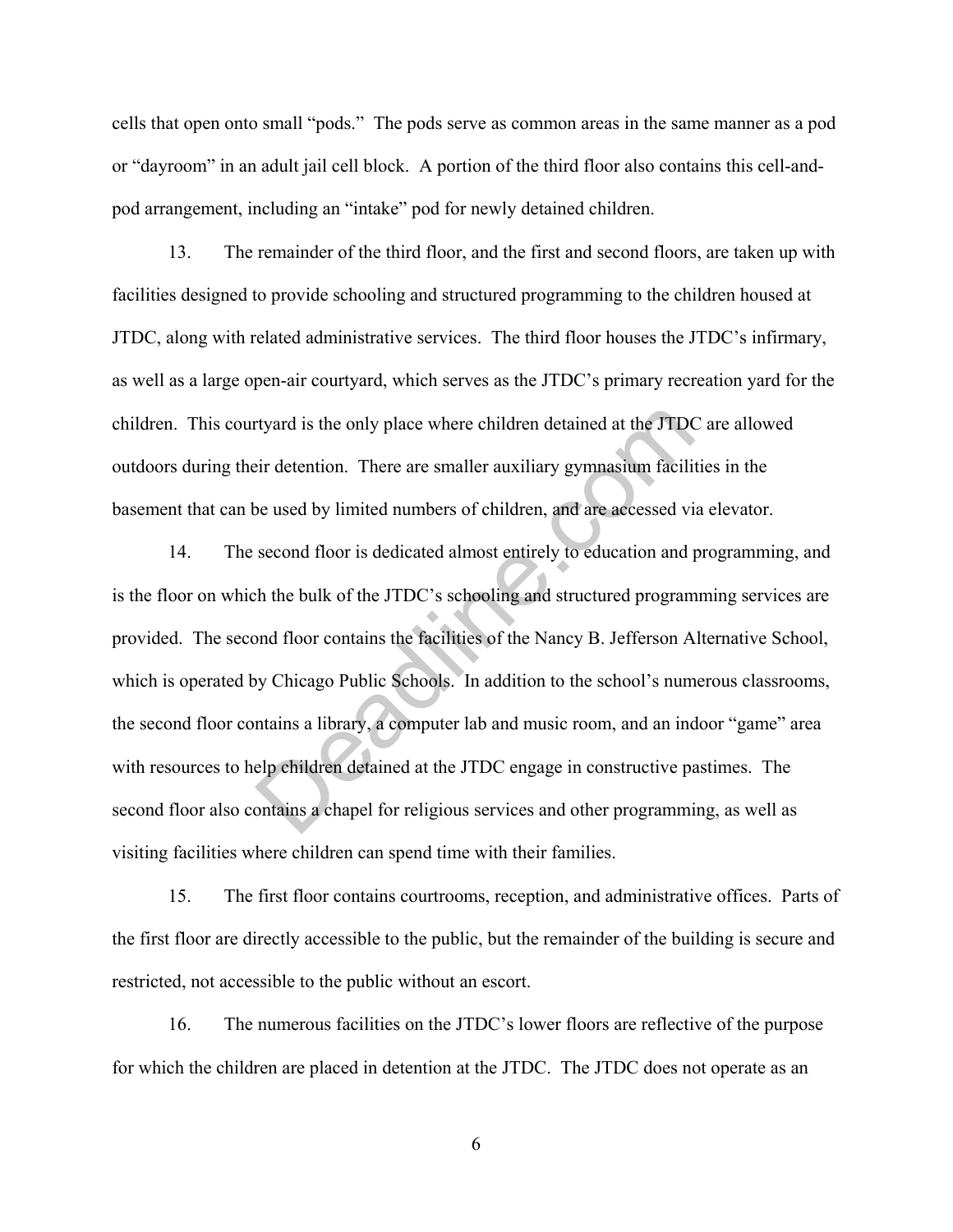cells that open onto small "pods." The pods serve as common areas in the same manner as a pod or "dayroom" in an adult jail cell block. A portion of the third floor also contains this cell-and-pod arrangement, including an "intake" pod for newly detained children.

13. The remainder of the third floor, and the first and second floors, are taken up with facilities designed to provide schooling and structured programming to the children housed at JTDC, along with related administrative services. The third floor houses the JTDC's infirmary, as well as a large open-air courtyard, which serves as the JTDC's primary recreation yard for the children. This courtyard is the only place where children detained at the JTDC are allowed outdoors during their detention. There are smaller auxiliary gymnasium facilities in the basement that can be used by limited numbers of children, and are accessed via elevator.

14. The second floor is dedicated almost entirely to education and programming, and is the floor on which the bulk of the JTDC's schooling and structured programming services are provided. The second floor contains the facilities of the Nancy B. Jefferson Alternative School, which is operated by Chicago Public Schools. In addition to the school's numerous classrooms, the second floor contains a library, a computer lab and music room, and an indoor "game" area with resources to help children detained at the JTDC engage in constructive pastimes. The second floor also contains a chapel for religious services and other programming, as well as visiting facilities where children can spend time with their families.

15. The first floor contains courtrooms, reception, and administrative offices. Parts of the first floor are directly accessible to the public, but the remainder of the building is secure and restricted, not accessible to the public without an escort.

16. The numerous facilities on the JTDC's lower floors are reflective of the purpose for which the children are placed in detention at the JTDC. The JTDC does not operate as an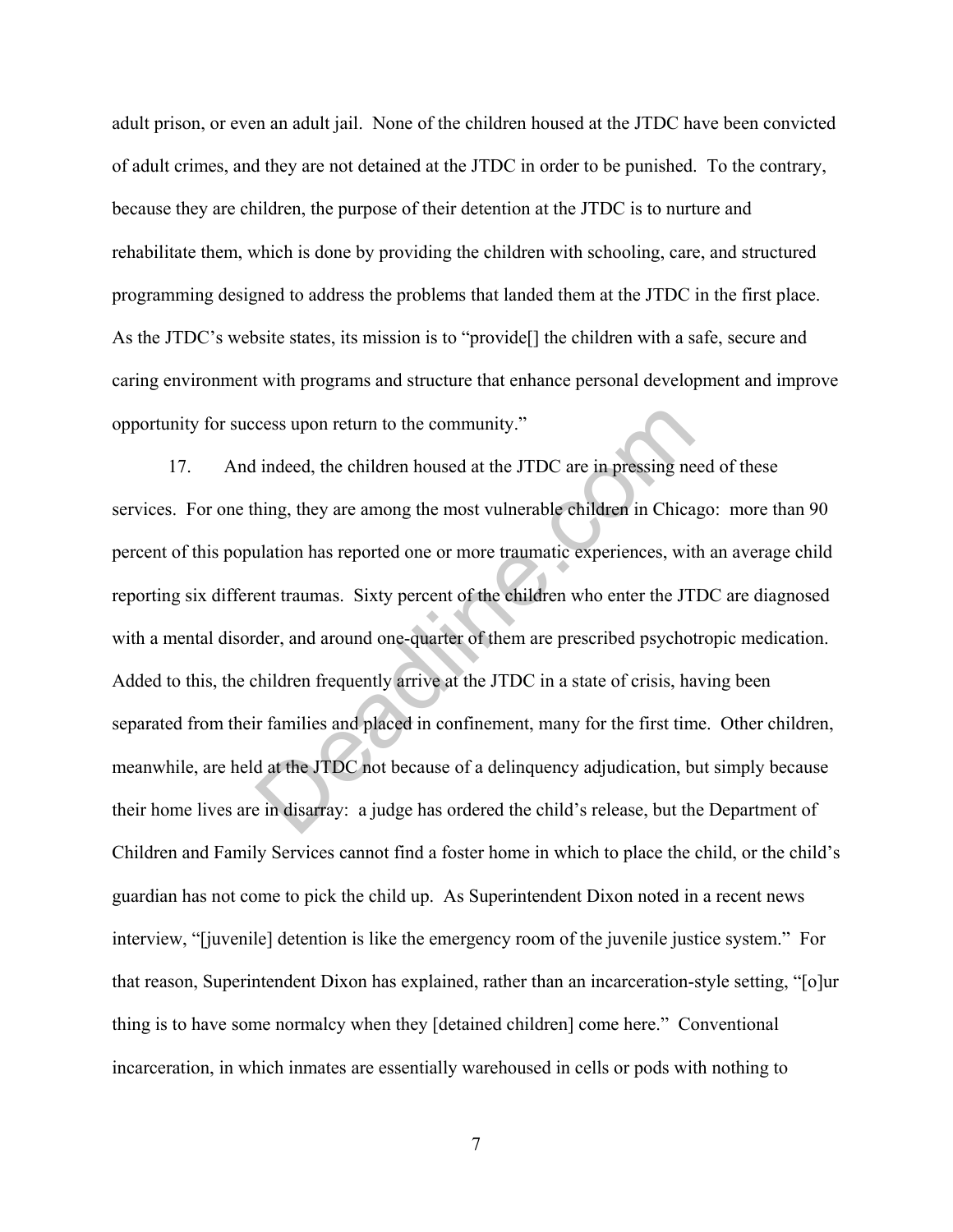adult prison, or even an adult jail. None of the children housed at the JTDC have been convicted of adult crimes, and they are not detained at the JTDC in order to be punished. To the contrary, because they are children, the purpose of their detention at the JTDC is to nurture and rehabilitate them, which is done by providing the children with schooling, care, and structured programming designed to address the problems that landed them at the JTDC in the first place. As the JTDC's website states, its mission is to "provide[] the children with a safe, secure and caring environment with programs and structure that enhance personal development and improve opportunity for success upon return to the community."

17. And indeed, the children housed at the JTDC are in pressing need of these services. For one thing, they are among the most vulnerable children in Chicago: more than 90 percent of this population has reported one or more traumatic experiences, with an average child reporting six different traumas. Sixty percent of the children who enter the JTDC are diagnosed with a mental disorder, and around one-quarter of them are prescribed psychotropic medication. Added to this, the children frequently arrive at the JTDC in a state of crisis, having been separated from their families and placed in confinement, many for the first time. Other children, meanwhile, are held at the JTDC not because of a delinquency adjudication, but simply because their home lives are in disarray: a judge has ordered the child's release, but the Department of Children and Family Services cannot find a foster home in which to place the child, or the child's guardian has not come to pick the child up. As Superintendent Dixon noted in a recent news interview, "[juvenile] detention is like the emergency room of the juvenile justice system." For that reason, Superintendent Dixon has explained, rather than an incarceration-style setting, "[o]ur thing is to have some normalcy when they [detained children] come here." Conventional incarceration, in which inmates are essentially warehoused in cells or pods with nothing to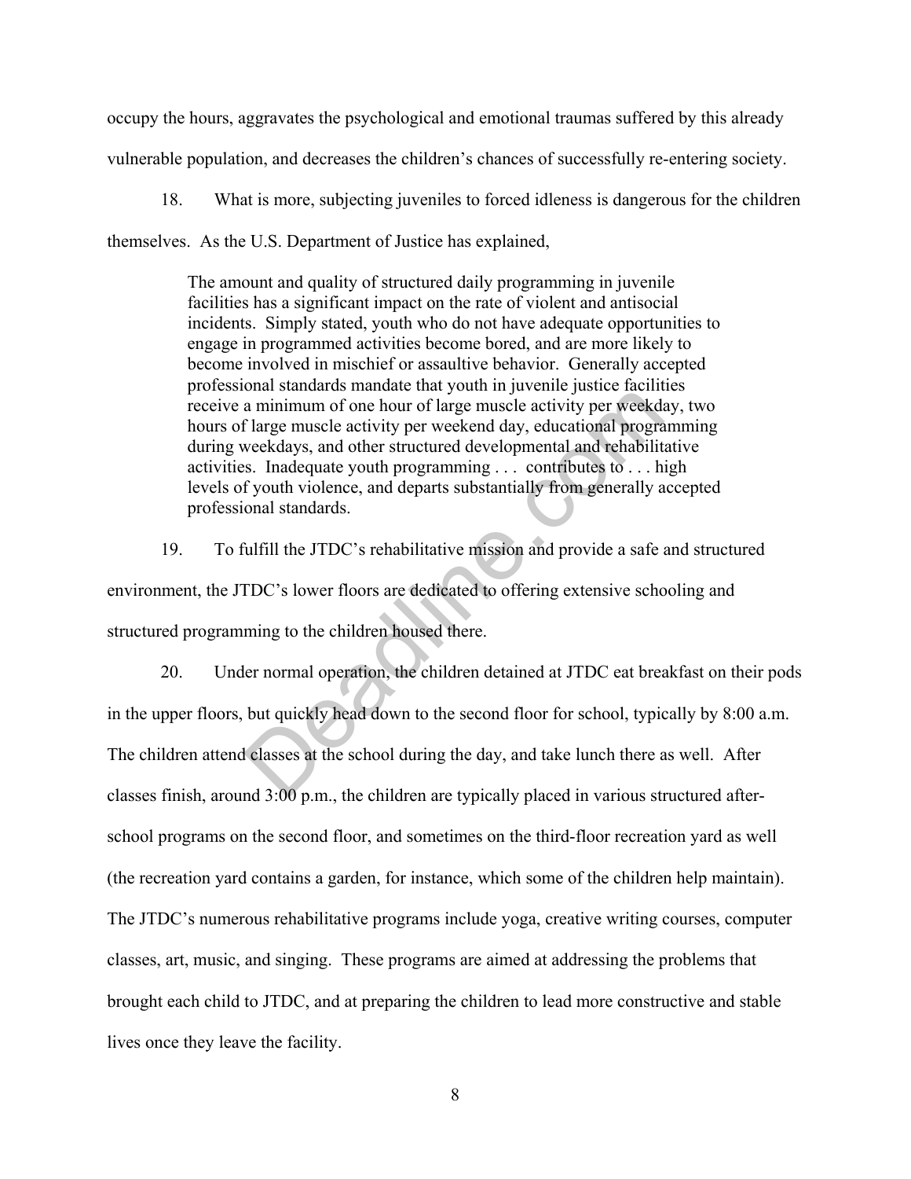occupy the hours, aggravates the psychological and emotional traumas suffered by this already vulnerable population, and decreases the children's chances of successfully re-entering society.

18. What is more, subjecting juveniles to forced idleness is dangerous for the children themselves. As the U.S. Department of Justice has explained,

> The amount and quality of structured daily programming in juvenile facilities has a significant impact on the rate of violent and antisocial incidents. Simply stated, youth who do not have adequate opportunities to engage in programmed activities become bored, and are more likely to become involved in mischief or assaultive behavior. Generally accepted professional standards mandate that youth in juvenile justice facilities receive a minimum of one hour of large muscle activity per weekday, two hours of large muscle activity per weekend day, educational programming during weekdays, and other structured developmental and rehabilitative activities. Inadequate youth programming . . . contributes to . . . high levels of youth violence, and departs substantially from generally accepted professional standards.

19. To fulfill the JTDC's rehabilitative mission and provide a safe and structured environment, the JTDC's lower floors are dedicated to offering extensive schooling and structured programming to the children housed there.

20. Under normal operation, the children detained at JTDC eat breakfast on their pods in the upper floors, but quickly head down to the second floor for school, typically by 8:00 a.m. The children attend classes at the school during the day, and take lunch there as well. After classes finish, around 3:00 p.m., the children are typically placed in various structured after-school programs on the second floor, and sometimes on the third-floor recreation yard as well (the recreation yard contains a garden, for instance, which some of the children help maintain). The JTDC's numerous rehabilitative programs include yoga, creative writing courses, computer classes, art, music, and singing. These programs are aimed at addressing the problems that brought each child to JTDC, and at preparing the children to lead more constructive and stable lives once they leave the facility.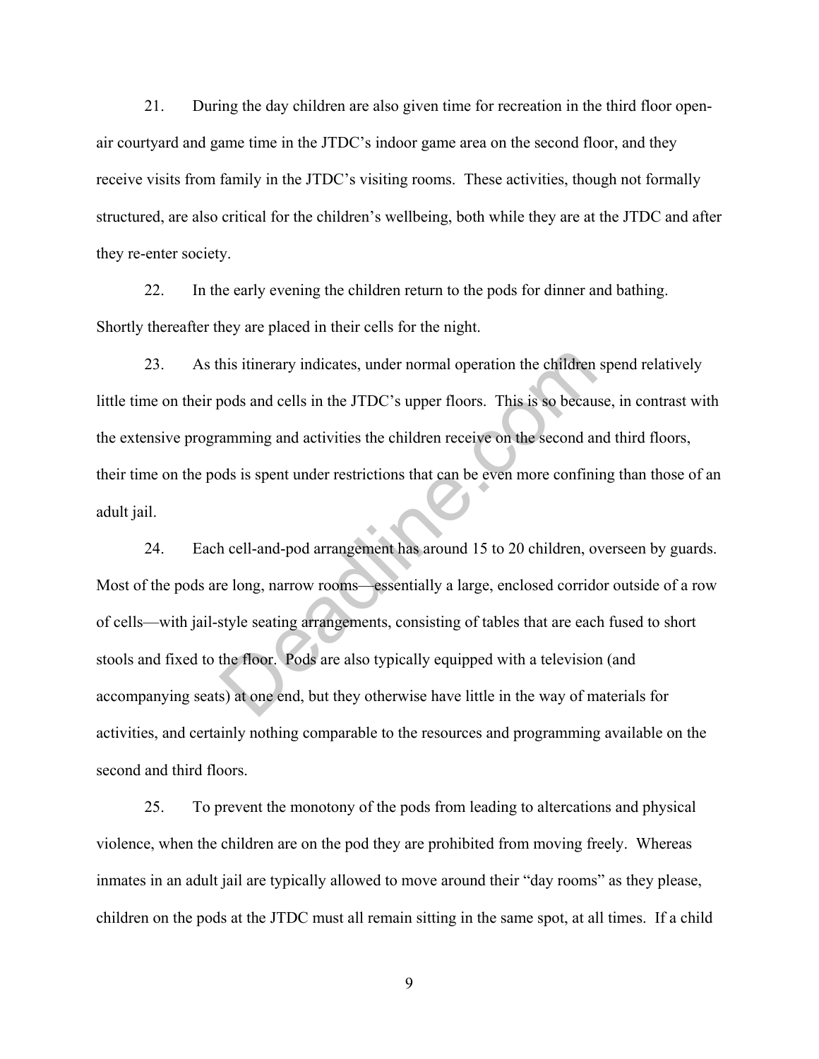21. During the day children are also given time for recreation in the third floor open-air courtyard and game time in the JTDC's indoor game area on the second floor, and they receive visits from family in the JTDC's visiting rooms. These activities, though not formally structured, are also critical for the children's wellbeing, both while they are at the JTDC and after they re-enter society.

22. In the early evening the children return to the pods for dinner and bathing. Shortly thereafter they are placed in their cells for the night.

23. As this itinerary indicates, under normal operation the children spend relatively little time on their pods and cells in the JTDC's upper floors. This is so because, in contrast with the extensive programming and activities the children receive on the second and third floors, their time on the pods is spent under restrictions that can be even more confining than those of an adult jail.

24. Each cell-and-pod arrangement has around 15 to 20 children, overseen by guards. Most of the pods are long, narrow rooms—essentially a large, enclosed corridor outside of a row of cells—with jail-style seating arrangements, consisting of tables that are each fused to short stools and fixed to the floor. Pods are also typically equipped with a television (and accompanying seats) at one end, but they otherwise have little in the way of materials for activities, and certainly nothing comparable to the resources and programming available on the second and third floors.

25. To prevent the monotony of the pods from leading to altercations and physical violence, when the children are on the pod they are prohibited from moving freely. Whereas inmates in an adult jail are typically allowed to move around their "day rooms" as they please, children on the pods at the JTDC must all remain sitting in the same spot, at all times. If a child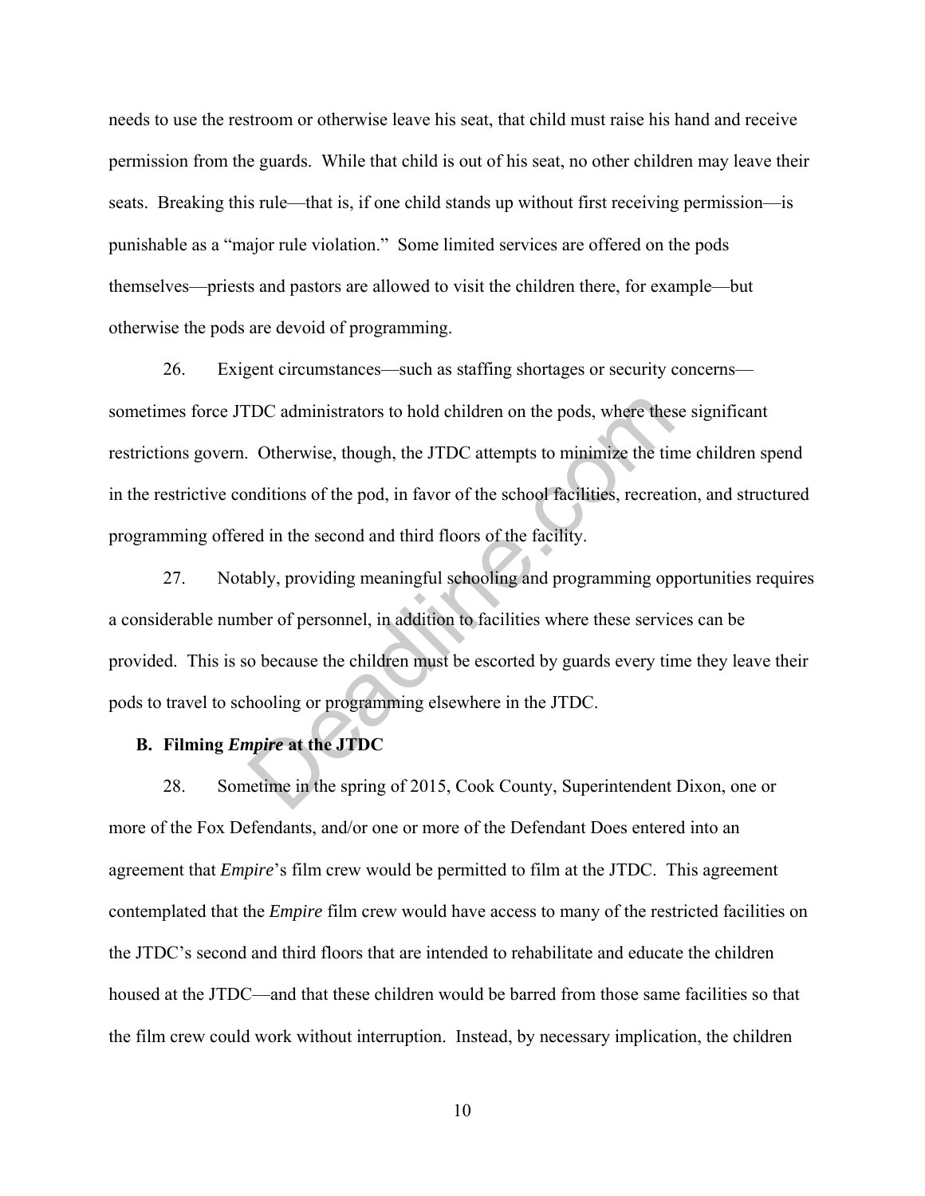needs to use the restroom or otherwise leave his seat, that child must raise his hand and receive permission from the guards. While that child is out of his seat, no other children may leave their seats. Breaking this rule—that is, if one child stands up without first receiving permission—is punishable as a "major rule violation." Some limited services are offered on the pods themselves—priests and pastors are allowed to visit the children there, for example—but otherwise the pods are devoid of programming.

26. Exigent circumstances—such as staffing shortages or security concerns—sometimes force JTDC administrators to hold children on the pods, where these significant restrictions govern. Otherwise, though, the JTDC attempts to minimize the time children spend in the restrictive conditions of the pod, in favor of the school facilities, recreation, and structured programming offered in the second and third floors of the facility.

27. Notably, providing meaningful schooling and programming opportunities requires a considerable number of personnel, in addition to facilities where these services can be provided. This is so because the children must be escorted by guards every time they leave their pods to travel to schooling or programming elsewhere in the JTDC.

### B. Filming *Empire* at the JTDC

28. Sometime in the spring of 2015, Cook County, Superintendent Dixon, one or more of the Fox Defendants, and/or one or more of the Defendant Does entered into an agreement that *Empire*'s film crew would be permitted to film at the JTDC. This agreement contemplated that the *Empire* film crew would have access to many of the restricted facilities on the JTDC's second and third floors that are intended to rehabilitate and educate the children housed at the JTDC—and that these children would be barred from those same facilities so that the film crew could work without interruption. Instead, by necessary implication, the children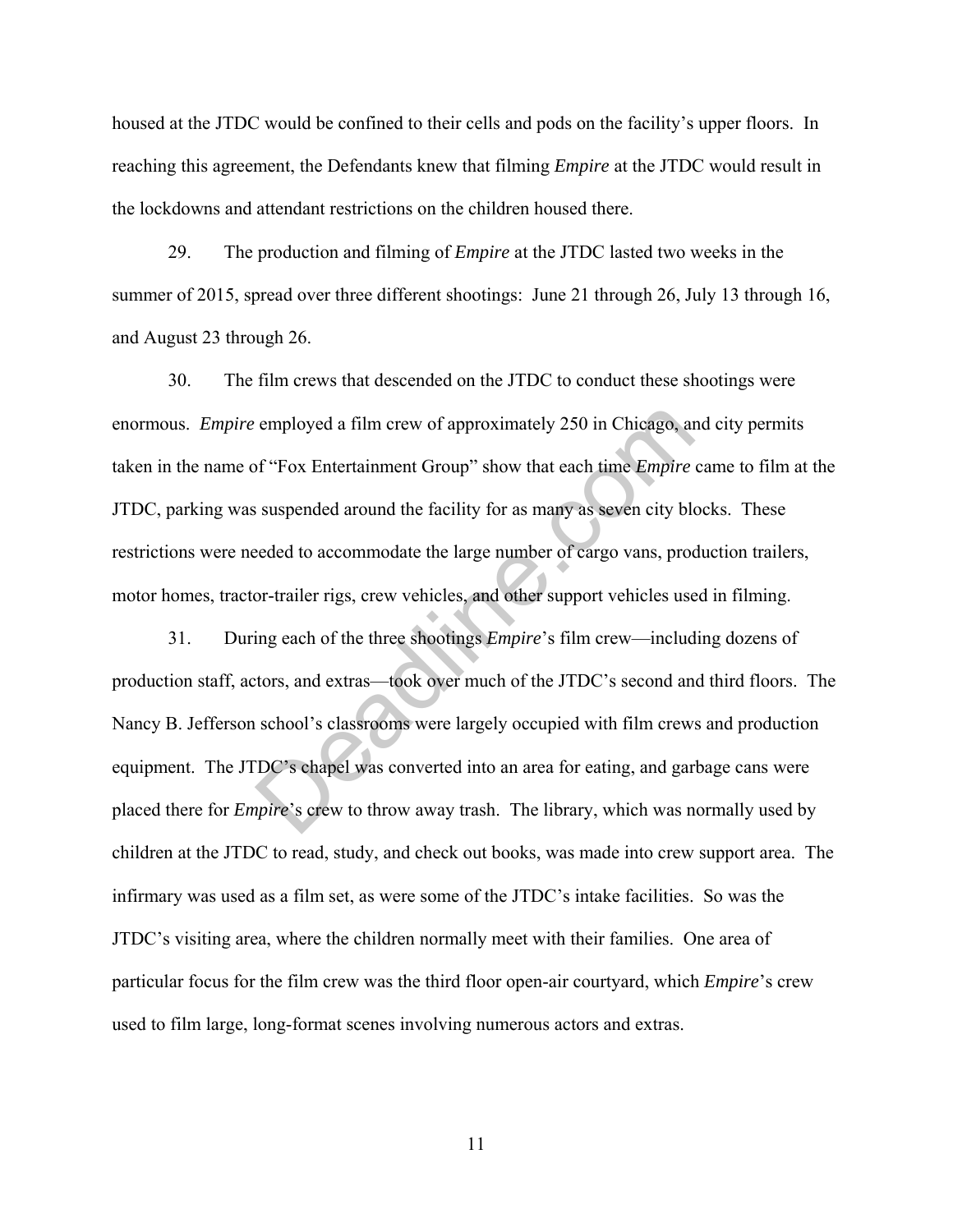housed at the JTDC would be confined to their cells and pods on the facility's upper floors. In reaching this agreement, the Defendants knew that filming *Empire* at the JTDC would result in the lockdowns and attendant restrictions on the children housed there.

29. The production and filming of *Empire* at the JTDC lasted two weeks in the summer of 2015, spread over three different shootings: June 21 through 26, July 13 through 16, and August 23 through 26.

30. The film crews that descended on the JTDC to conduct these shootings were enormous. *Empire* employed a film crew of approximately 250 in Chicago, and city permits taken in the name of "Fox Entertainment Group" show that each time *Empire* came to film at the JTDC, parking was suspended around the facility for as many as seven city blocks. These restrictions were needed to accommodate the large number of cargo vans, production trailers, motor homes, tractor-trailer rigs, crew vehicles, and other support vehicles used in filming.

31. During each of the three shootings *Empire*'s film crew—including dozens of production staff, actors, and extras—took over much of the JTDC's second and third floors. The Nancy B. Jefferson school's classrooms were largely occupied with film crews and production equipment. The JTDC's chapel was converted into an area for eating, and garbage cans were placed there for *Empire*'s crew to throw away trash. The library, which was normally used by children at the JTDC to read, study, and check out books, was made into crew support area. The infirmary was used as a film set, as were some of the JTDC's intake facilities. So was the JTDC's visiting area, where the children normally meet with their families. One area of particular focus for the film crew was the third floor open-air courtyard, which *Empire*'s crew used to film large, long-format scenes involving numerous actors and extras.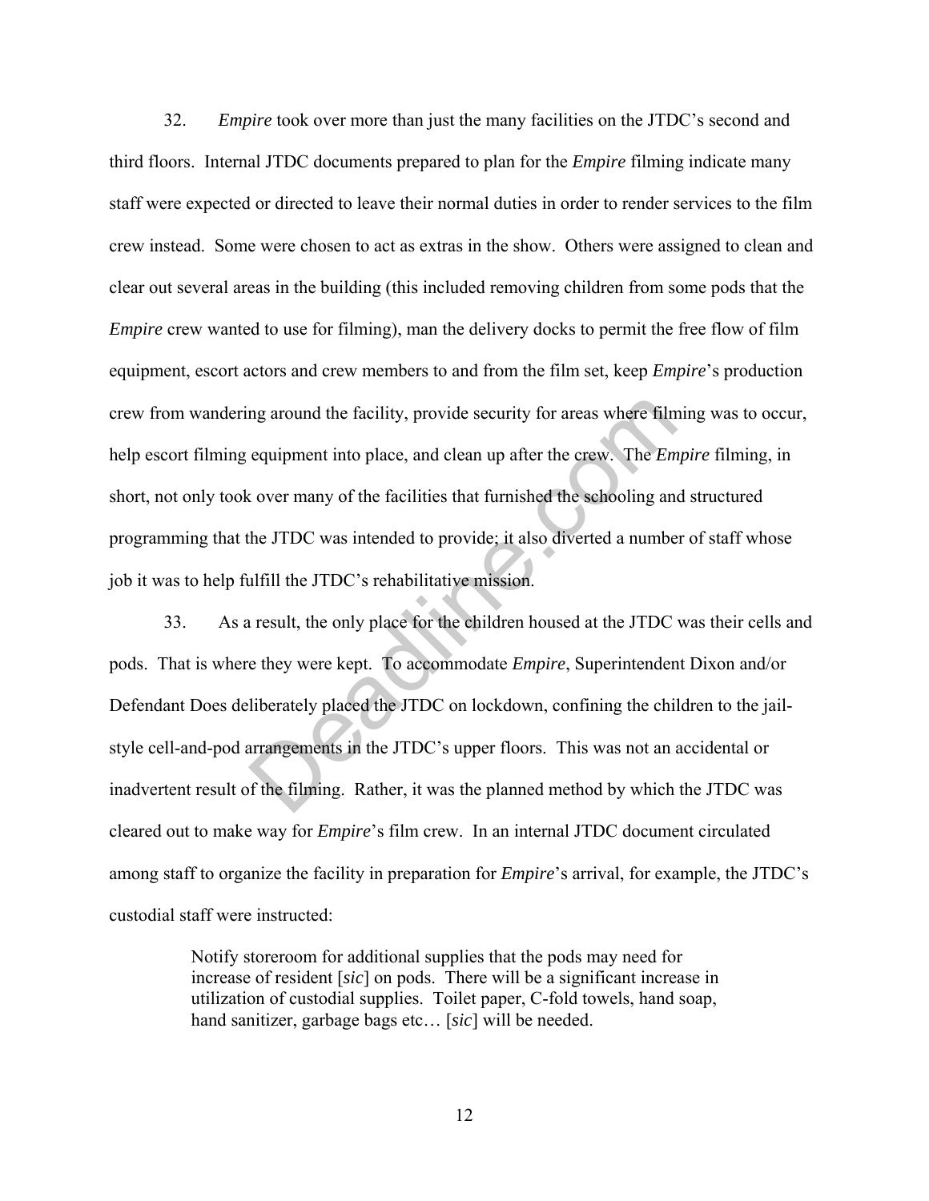32. *Empire* took over more than just the many facilities on the JTDC's second and third floors. Internal JTDC documents prepared to plan for the *Empire* filming indicate many staff were expected or directed to leave their normal duties in order to render services to the film crew instead. Some were chosen to act as extras in the show. Others were assigned to clean and clear out several areas in the building (this included removing children from some pods that the *Empire* crew wanted to use for filming), man the delivery docks to permit the free flow of film equipment, escort actors and crew members to and from the film set, keep *Empire*'s production crew from wandering around the facility, provide security for areas where filming was to occur, help escort filming equipment into place, and clean up after the crew. The *Empire* filming, in short, not only took over many of the facilities that furnished the schooling and structured programming that the JTDC was intended to provide; it also diverted a number of staff whose job it was to help fulfill the JTDC's rehabilitative mission.

33. As a result, the only place for the children housed at the JTDC was their cells and pods. That is where they were kept. To accommodate *Empire*, Superintendent Dixon and/or Defendant Does deliberately placed the JTDC on lockdown, confining the children to the jail-style cell-and-pod arrangements in the JTDC's upper floors. This was not an accidental or inadvertent result of the filming. Rather, it was the planned method by which the JTDC was cleared out to make way for *Empire*'s film crew. In an internal JTDC document circulated among staff to organize the facility in preparation for *Empire*'s arrival, for example, the JTDC's custodial staff were instructed:

> Notify storeroom for additional supplies that the pods may need for increase of resident [*sic*] on pods. There will be a significant increase in utilization of custodial supplies. Toilet paper, C-fold towels, hand soap, hand sanitizer, garbage bags etc… [*sic*] will be needed.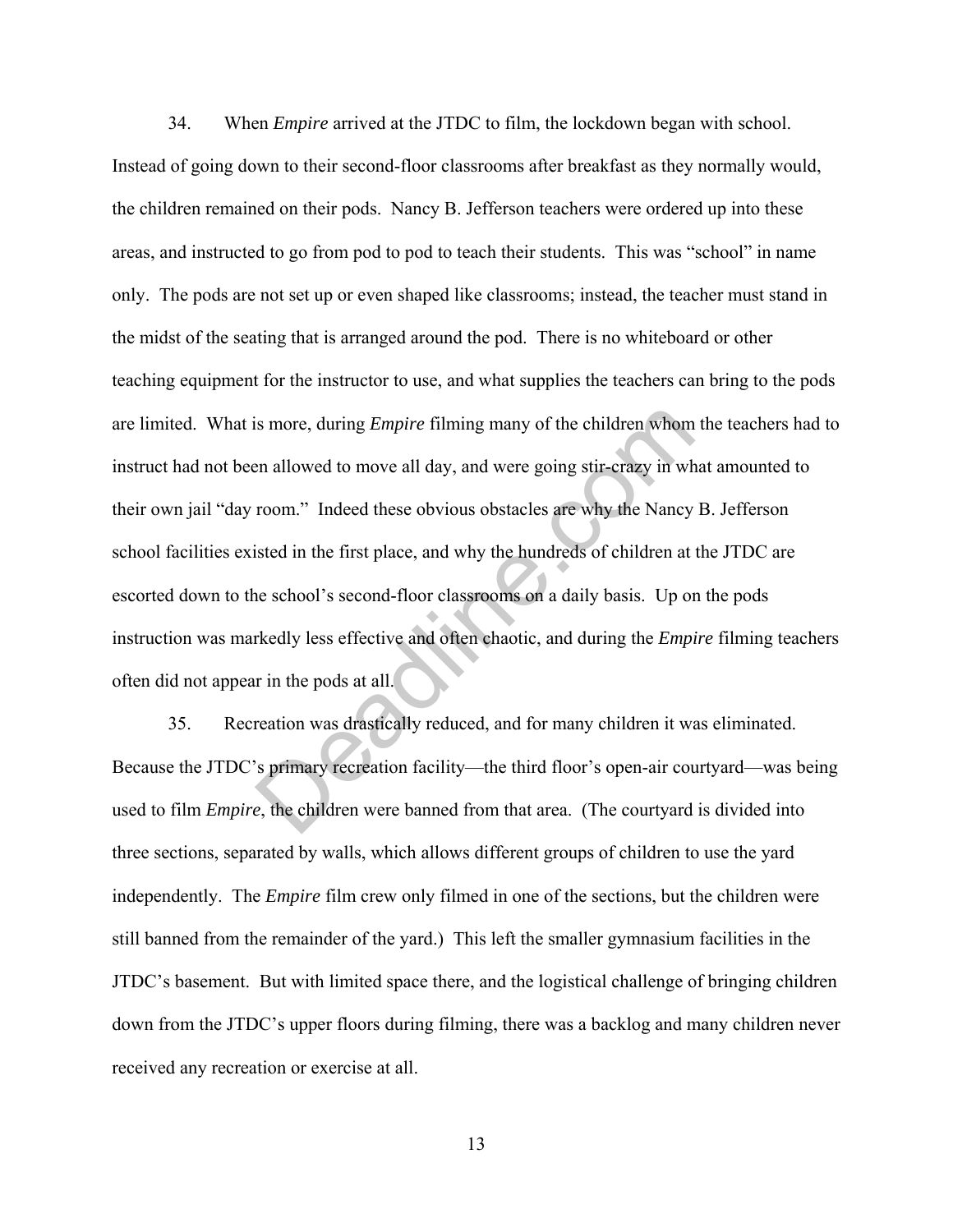34. When *Empire* arrived at the JTDC to film, the lockdown began with school. Instead of going down to their second-floor classrooms after breakfast as they normally would, the children remained on their pods. Nancy B. Jefferson teachers were ordered up into these areas, and instructed to go from pod to pod to teach their students. This was "school" in name only. The pods are not set up or even shaped like classrooms; instead, the teacher must stand in the midst of the seating that is arranged around the pod. There is no whiteboard or other teaching equipment for the instructor to use, and what supplies the teachers can bring to the pods are limited. What is more, during *Empire* filming many of the children whom the teachers had to instruct had not been allowed to move all day, and were going stir-crazy in what amounted to their own jail "day room." Indeed these obvious obstacles are why the Nancy B. Jefferson school facilities existed in the first place, and why the hundreds of children at the JTDC are escorted down to the school's second-floor classrooms on a daily basis. Up on the pods instruction was markedly less effective and often chaotic, and during the *Empire* filming teachers often did not appear in the pods at all.

35. Recreation was drastically reduced, and for many children it was eliminated. Because the JTDC's primary recreation facility—the third floor's open-air courtyard—was being used to film *Empire*, the children were banned from that area. (The courtyard is divided into three sections, separated by walls, which allows different groups of children to use the yard independently. The *Empire* film crew only filmed in one of the sections, but the children were still banned from the remainder of the yard.) This left the smaller gymnasium facilities in the JTDC's basement. But with limited space there, and the logistical challenge of bringing children down from the JTDC's upper floors during filming, there was a backlog and many children never received any recreation or exercise at all.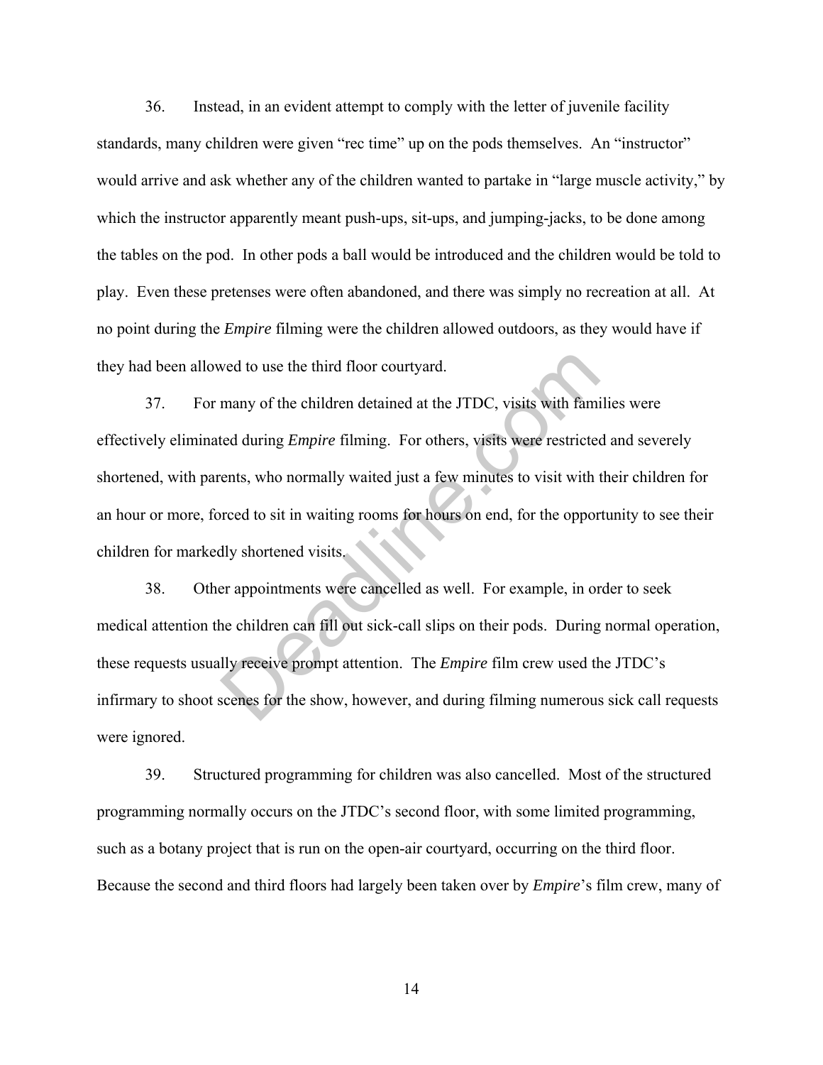36. Instead, in an evident attempt to comply with the letter of juvenile facility standards, many children were given "rec time" up on the pods themselves. An "instructor" would arrive and ask whether any of the children wanted to partake in "large muscle activity," by which the instructor apparently meant push-ups, sit-ups, and jumping-jacks, to be done among the tables on the pod. In other pods a ball would be introduced and the children would be told to play. Even these pretenses were often abandoned, and there was simply no recreation at all. At no point during the *Empire* filming were the children allowed outdoors, as they would have if they had been allowed to use the third floor courtyard.

37. For many of the children detained at the JTDC, visits with families were effectively eliminated during *Empire* filming. For others, visits were restricted and severely shortened, with parents, who normally waited just a few minutes to visit with their children for an hour or more, forced to sit in waiting rooms for hours on end, for the opportunity to see their children for markedly shortened visits.

38. Other appointments were cancelled as well. For example, in order to seek medical attention the children can fill out sick-call slips on their pods. During normal operation, these requests usually receive prompt attention. The *Empire* film crew used the JTDC's infirmary to shoot scenes for the show, however, and during filming numerous sick call requests were ignored.

39. Structured programming for children was also cancelled. Most of the structured programming normally occurs on the JTDC's second floor, with some limited programming, such as a botany project that is run on the open-air courtyard, occurring on the third floor. Because the second and third floors had largely been taken over by *Empire*'s film crew, many of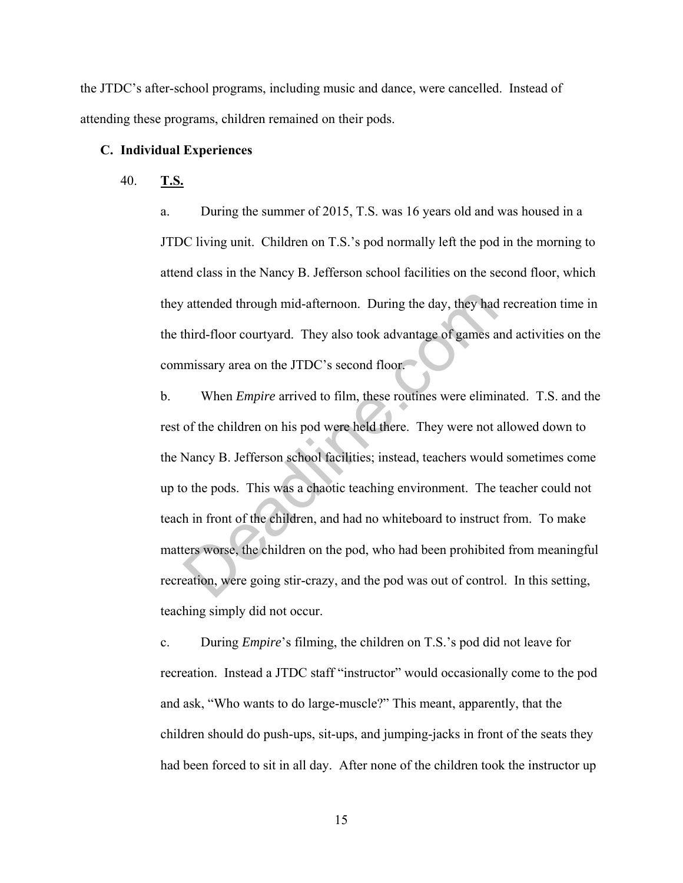the JTDC's after-school programs, including music and dance, were cancelled. Instead of attending these programs, children remained on their pods.

### C. Individual Experiences

40. **T.S.**

a. During the summer of 2015, T.S. was 16 years old and was housed in a JTDC living unit. Children on T.S.'s pod normally left the pod in the morning to attend class in the Nancy B. Jefferson school facilities on the second floor, which they attended through mid-afternoon. During the day, they had recreation time in the third-floor courtyard. They also took advantage of games and activities on the commissary area on the JTDC's second floor.

b. When *Empire* arrived to film, these routines were eliminated. T.S. and the rest of the children on his pod were held there. They were not allowed down to the Nancy B. Jefferson school facilities; instead, teachers would sometimes come up to the pods. This was a chaotic teaching environment. The teacher could not teach in front of the children, and had no whiteboard to instruct from. To make matters worse, the children on the pod, who had been prohibited from meaningful recreation, were going stir-crazy, and the pod was out of control. In this setting, teaching simply did not occur.

c. During *Empire*'s filming, the children on T.S.'s pod did not leave for recreation. Instead a JTDC staff "instructor" would occasionally come to the pod and ask, "Who wants to do large-muscle?" This meant, apparently, that the children should do push-ups, sit-ups, and jumping-jacks in front of the seats they had been forced to sit in all day. After none of the children took the instructor up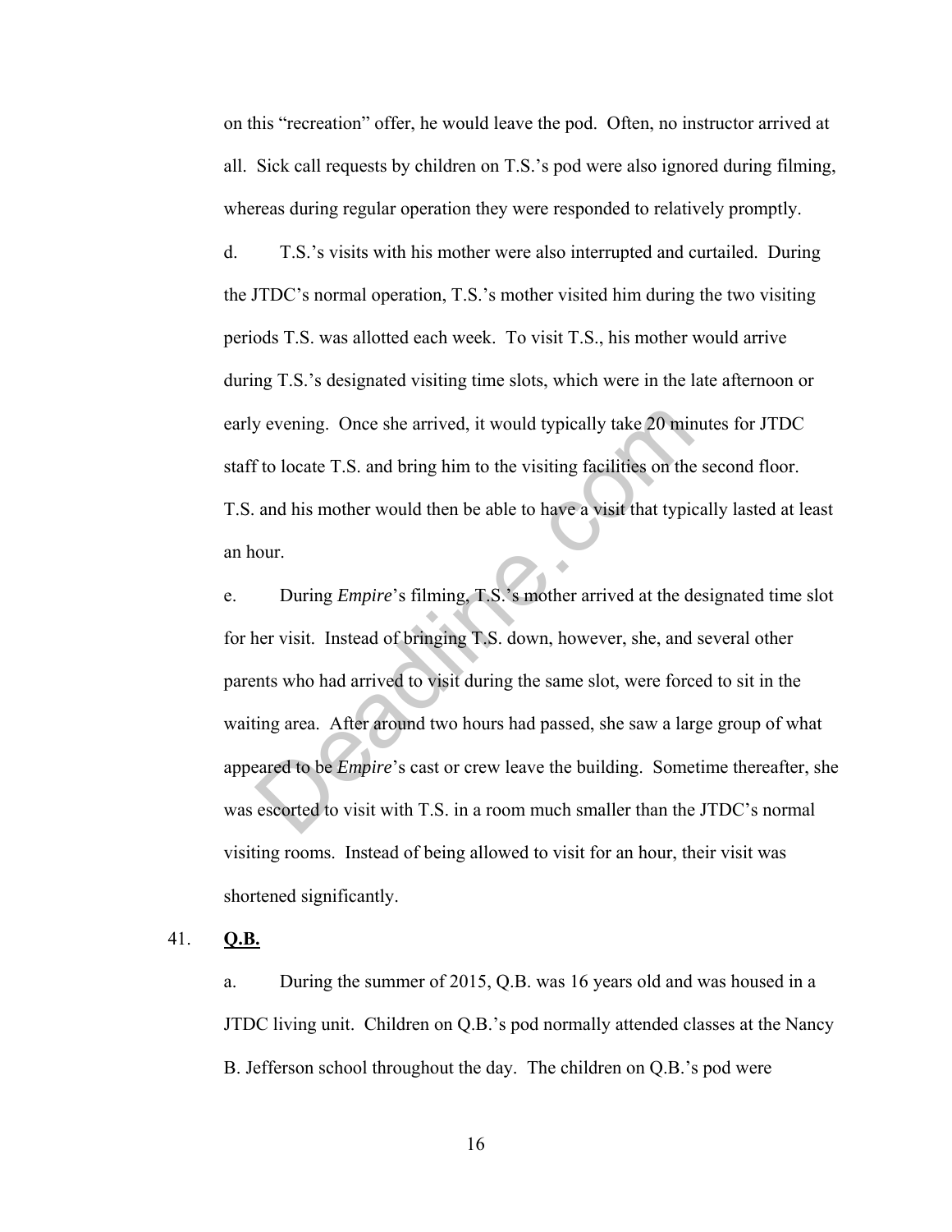on this "recreation" offer, he would leave the pod. Often, no instructor arrived at all. Sick call requests by children on T.S.'s pod were also ignored during filming, whereas during regular operation they were responded to relatively promptly.

d. T.S.'s visits with his mother were also interrupted and curtailed. During the JTDC's normal operation, T.S.'s mother visited him during the two visiting periods T.S. was allotted each week. To visit T.S., his mother would arrive during T.S.'s designated visiting time slots, which were in the late afternoon or early evening. Once she arrived, it would typically take 20 minutes for JTDC staff to locate T.S. and bring him to the visiting facilities on the second floor. T.S. and his mother would then be able to have a visit that typically lasted at least an hour.

e. During *Empire*'s filming, T.S.'s mother arrived at the designated time slot for her visit. Instead of bringing T.S. down, however, she, and several other parents who had arrived to visit during the same slot, were forced to sit in the waiting area. After around two hours had passed, she saw a large group of what appeared to be *Empire*'s cast or crew leave the building. Sometime thereafter, she was escorted to visit with T.S. in a room much smaller than the JTDC's normal visiting rooms. Instead of being allowed to visit for an hour, their visit was shortened significantly.

41. **Q.B.**

a. During the summer of 2015, Q.B. was 16 years old and was housed in a JTDC living unit. Children on Q.B.'s pod normally attended classes at the Nancy B. Jefferson school throughout the day. The children on Q.B.'s pod were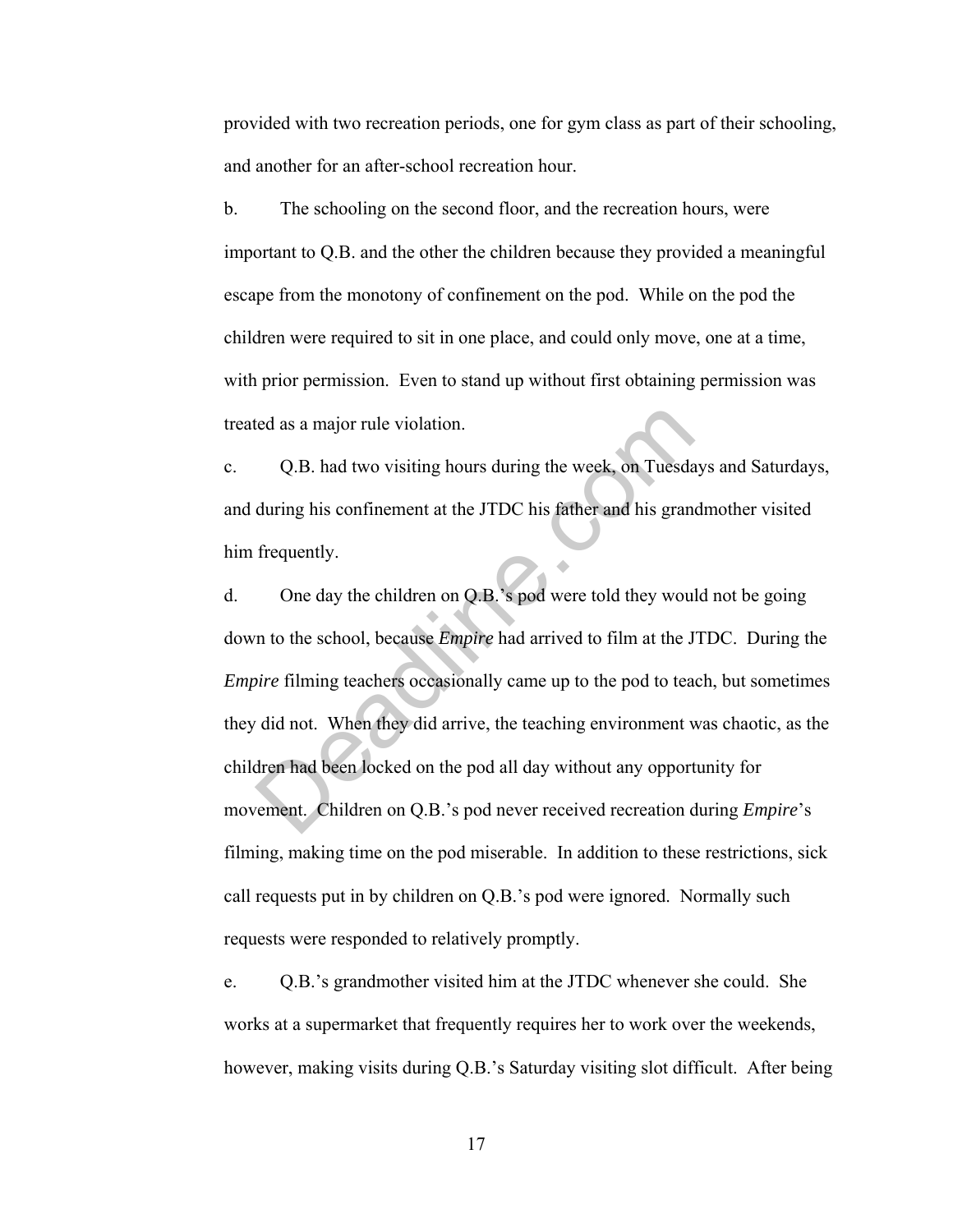provided with two recreation periods, one for gym class as part of their schooling, and another for an after-school recreation hour.

b. The schooling on the second floor, and the recreation hours, were important to Q.B. and the other the children because they provided a meaningful escape from the monotony of confinement on the pod. While on the pod the children were required to sit in one place, and could only move, one at a time, with prior permission. Even to stand up without first obtaining permission was treated as a major rule violation.

c. Q.B. had two visiting hours during the week, on Tuesdays and Saturdays, and during his confinement at the JTDC his father and his grandmother visited him frequently.

d. One day the children on Q.B.'s pod were told they would not be going down to the school, because *Empire* had arrived to film at the JTDC. During the *Empire* filming teachers occasionally came up to the pod to teach, but sometimes they did not. When they did arrive, the teaching environment was chaotic, as the children had been locked on the pod all day without any opportunity for movement. Children on Q.B.'s pod never received recreation during *Empire*'s filming, making time on the pod miserable. In addition to these restrictions, sick call requests put in by children on Q.B.'s pod were ignored. Normally such requests were responded to relatively promptly.

e. Q.B.'s grandmother visited him at the JTDC whenever she could. She works at a supermarket that frequently requires her to work over the weekends, however, making visits during Q.B.'s Saturday visiting slot difficult. After being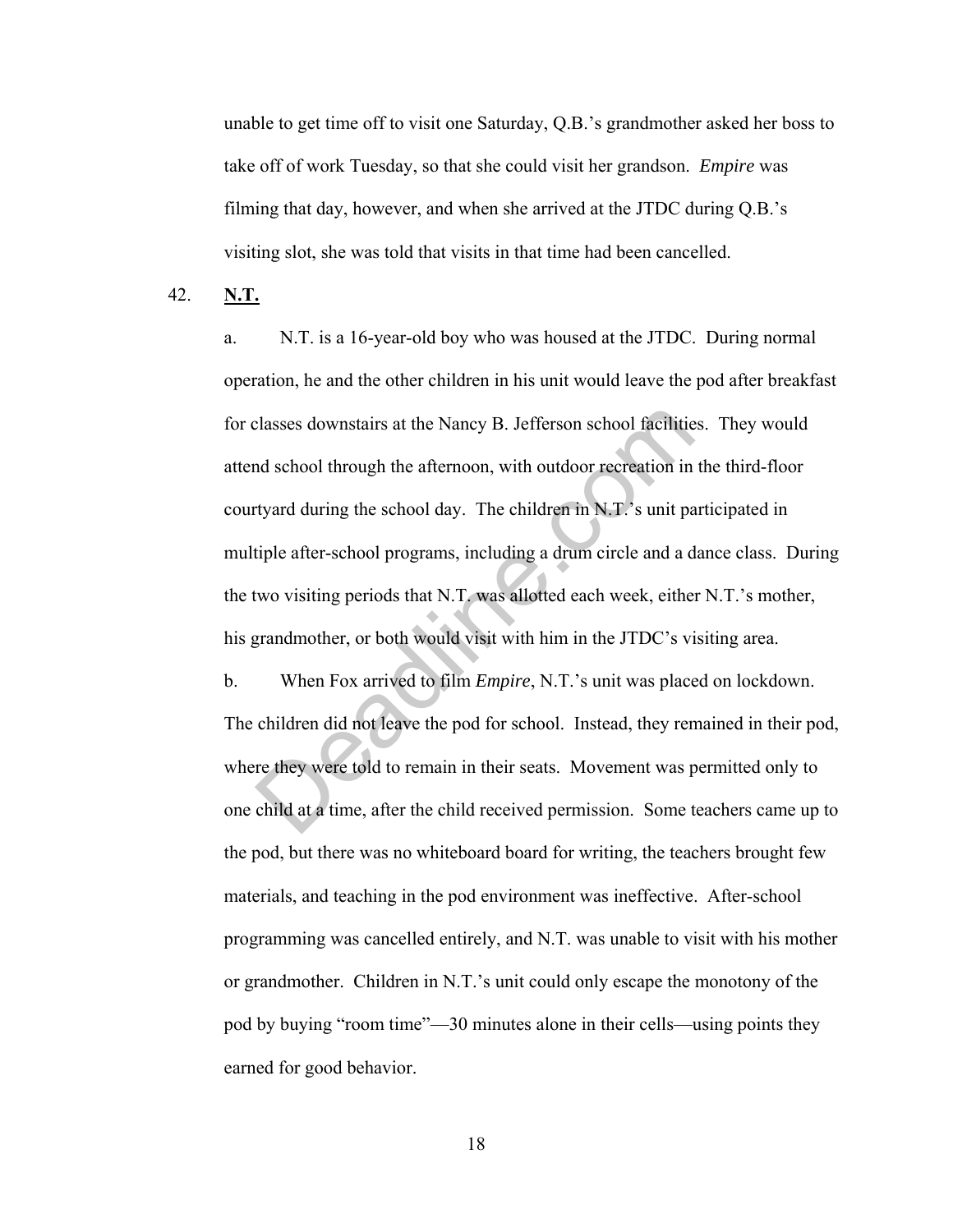unable to get time off to visit one Saturday, Q.B.'s grandmother asked her boss to take off of work Tuesday, so that she could visit her grandson. *Empire* was filming that day, however, and when she arrived at the JTDC during Q.B.'s visiting slot, she was told that visits in that time had been cancelled.

42. **N.T.**

a. N.T. is a 16-year-old boy who was housed at the JTDC. During normal operation, he and the other children in his unit would leave the pod after breakfast for classes downstairs at the Nancy B. Jefferson school facilities. They would attend school through the afternoon, with outdoor recreation in the third-floor courtyard during the school day. The children in N.T.'s unit participated in multiple after-school programs, including a drum circle and a dance class. During the two visiting periods that N.T. was allotted each week, either N.T.'s mother, his grandmother, or both would visit with him in the JTDC's visiting area.

b. When Fox arrived to film *Empire*, N.T.'s unit was placed on lockdown. The children did not leave the pod for school. Instead, they remained in their pod, where they were told to remain in their seats. Movement was permitted only to one child at a time, after the child received permission. Some teachers came up to the pod, but there was no whiteboard board for writing, the teachers brought few materials, and teaching in the pod environment was ineffective. After-school programming was cancelled entirely, and N.T. was unable to visit with his mother or grandmother. Children in N.T.'s unit could only escape the monotony of the pod by buying "room time"—30 minutes alone in their cells—using points they earned for good behavior.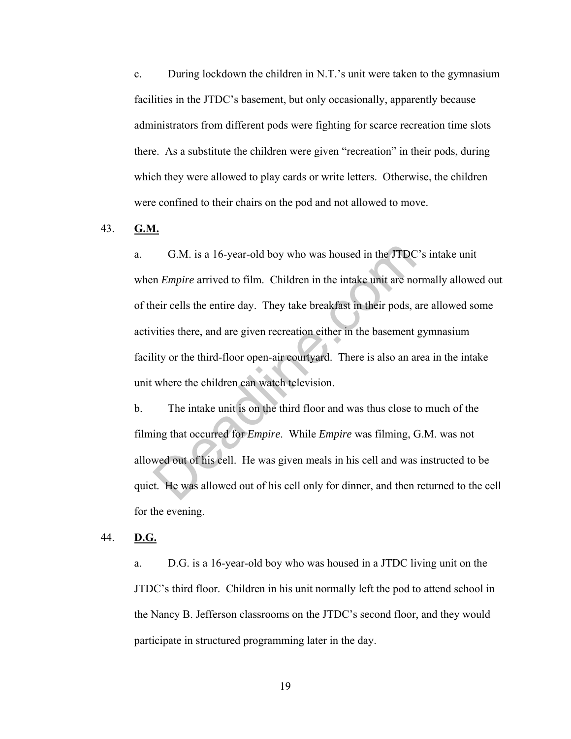c. During lockdown the children in N.T.'s unit were taken to the gymnasium facilities in the JTDC's basement, but only occasionally, apparently because administrators from different pods were fighting for scarce recreation time slots there. As a substitute the children were given "recreation" in their pods, during which they were allowed to play cards or write letters. Otherwise, the children were confined to their chairs on the pod and not allowed to move.

43. **G.M.**

a. G.M. is a 16-year-old boy who was housed in the JTDC's intake unit when *Empire* arrived to film. Children in the intake unit are normally allowed out of their cells the entire day. They take breakfast in their pods, are allowed some activities there, and are given recreation either in the basement gymnasium facility or the third-floor open-air courtyard. There is also an area in the intake unit where the children can watch television.

b. The intake unit is on the third floor and was thus close to much of the filming that occurred for *Empire*. While *Empire* was filming, G.M. was not allowed out of his cell. He was given meals in his cell and was instructed to be quiet. He was allowed out of his cell only for dinner, and then returned to the cell for the evening.

44. **D.G.**

a. D.G. is a 16-year-old boy who was housed in a JTDC living unit on the JTDC's third floor. Children in his unit normally left the pod to attend school in the Nancy B. Jefferson classrooms on the JTDC's second floor, and they would participate in structured programming later in the day.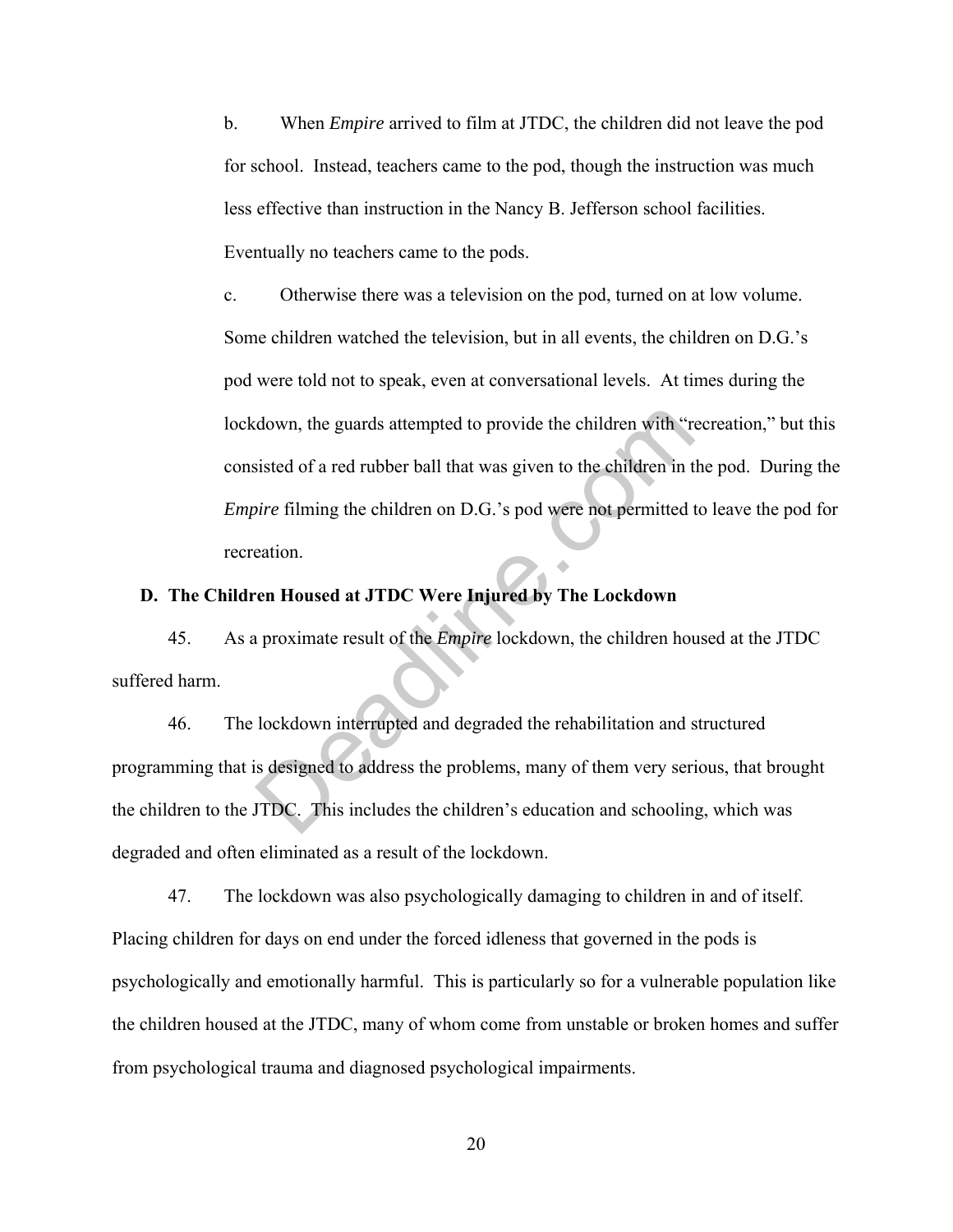b. When *Empire* arrived to film at JTDC, the children did not leave the pod for school. Instead, teachers came to the pod, though the instruction was much less effective than instruction in the Nancy B. Jefferson school facilities. Eventually no teachers came to the pods.

c. Otherwise there was a television on the pod, turned on at low volume. Some children watched the television, but in all events, the children on D.G.'s pod were told not to speak, even at conversational levels. At times during the lockdown, the guards attempted to provide the children with "recreation," but this consisted of a red rubber ball that was given to the children in the pod. During the *Empire* filming the children on D.G.'s pod were not permitted to leave the pod for recreation.

### D. The Children Housed at JTDC Were Injured by The Lockdown

45. As a proximate result of the *Empire* lockdown, the children housed at the JTDC suffered harm.

46. The lockdown interrupted and degraded the rehabilitation and structured programming that is designed to address the problems, many of them very serious, that brought the children to the JTDC. This includes the children's education and schooling, which was degraded and often eliminated as a result of the lockdown.

47. The lockdown was also psychologically damaging to children in and of itself. Placing children for days on end under the forced idleness that governed in the pods is psychologically and emotionally harmful. This is particularly so for a vulnerable population like the children housed at the JTDC, many of whom come from unstable or broken homes and suffer from psychological trauma and diagnosed psychological impairments.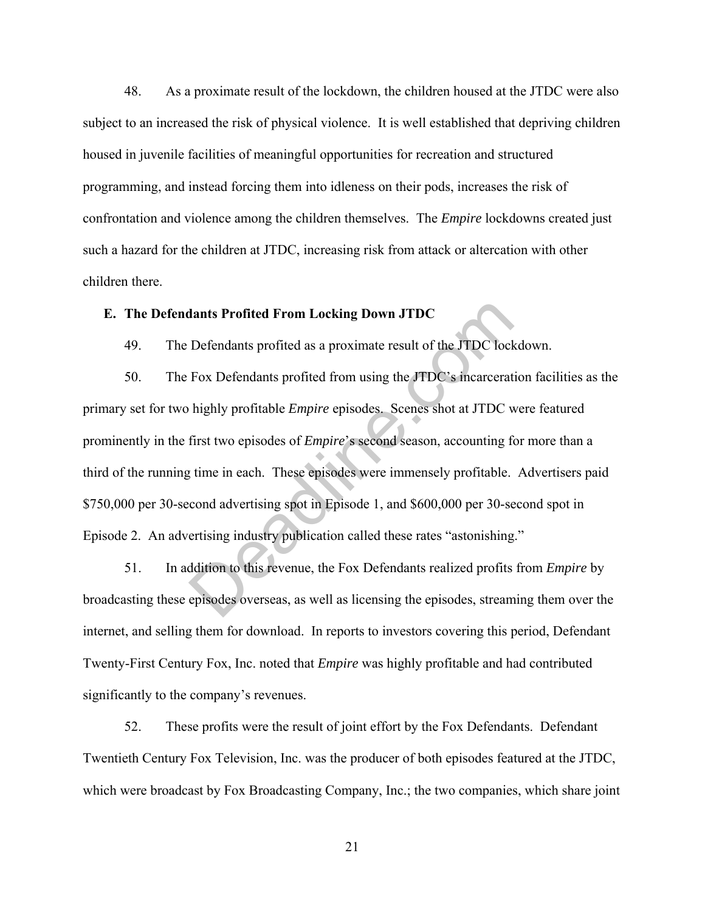48. As a proximate result of the lockdown, the children housed at the JTDC were also subject to an increased the risk of physical violence. It is well established that depriving children housed in juvenile facilities of meaningful opportunities for recreation and structured programming, and instead forcing them into idleness on their pods, increases the risk of confrontation and violence among the children themselves. The *Empire* lockdowns created just such a hazard for the children at JTDC, increasing risk from attack or altercation with other children there.

### E. The Defendants Profited From Locking Down JTDC

49. The Defendants profited as a proximate result of the JTDC lockdown.

50. The Fox Defendants profited from using the JTDC's incarceration facilities as the primary set for two highly profitable *Empire* episodes. Scenes shot at JTDC were featured prominently in the first two episodes of *Empire*'s second season, accounting for more than a third of the running time in each. These episodes were immensely profitable. Advertisers paid $750,000 per 30-second advertising spot in Episode 1, and $600,000 per 30-second spot in Episode 2. An advertising industry publication called these rates "astonishing."

51. In addition to this revenue, the Fox Defendants realized profits from *Empire* by broadcasting these episodes overseas, as well as licensing the episodes, streaming them over the internet, and selling them for download. In reports to investors covering this period, Defendant Twenty-First Century Fox, Inc. noted that *Empire* was highly profitable and had contributed significantly to the company's revenues.

52. These profits were the result of joint effort by the Fox Defendants. Defendant Twentieth Century Fox Television, Inc. was the producer of both episodes featured at the JTDC, which were broadcast by Fox Broadcasting Company, Inc.; the two companies, which share joint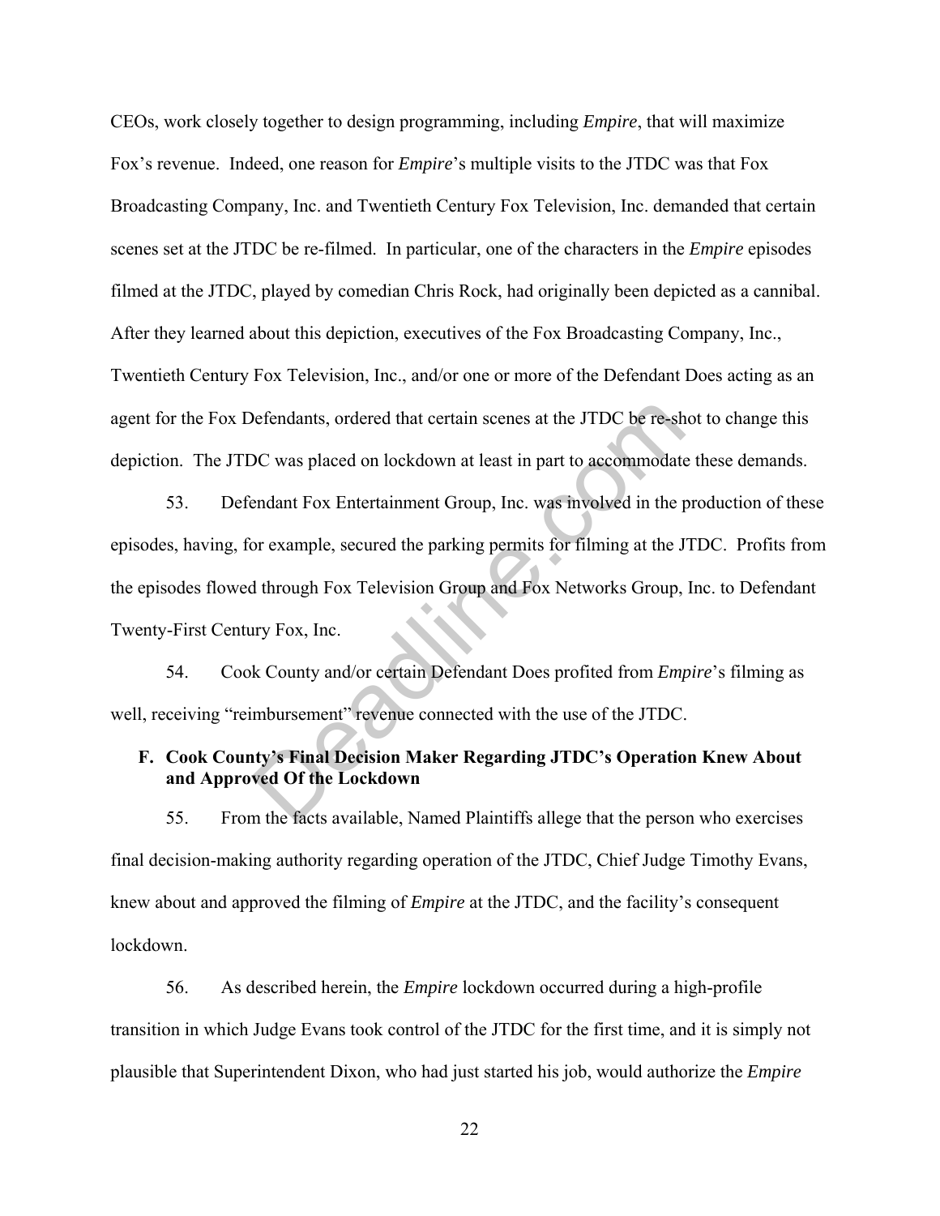CEOs, work closely together to design programming, including *Empire*, that will maximize Fox's revenue. Indeed, one reason for *Empire*'s multiple visits to the JTDC was that Fox Broadcasting Company, Inc. and Twentieth Century Fox Television, Inc. demanded that certain scenes set at the JTDC be re-filmed. In particular, one of the characters in the *Empire* episodes filmed at the JTDC, played by comedian Chris Rock, had originally been depicted as a cannibal. After they learned about this depiction, executives of the Fox Broadcasting Company, Inc., Twentieth Century Fox Television, Inc., and/or one or more of the Defendant Does acting as an agent for the Fox Defendants, ordered that certain scenes at the JTDC be re-shot to change this depiction. The JTDC was placed on lockdown at least in part to accommodate these demands.

53. Defendant Fox Entertainment Group, Inc. was involved in the production of these episodes, having, for example, secured the parking permits for filming at the JTDC. Profits from the episodes flowed through Fox Television Group and Fox Networks Group, Inc. to Defendant Twenty-First Century Fox, Inc.

54. Cook County and/or certain Defendant Does profited from *Empire*'s filming as well, receiving "reimbursement" revenue connected with the use of the JTDC.

### F. Cook County's Final Decision Maker Regarding JTDC's Operation Knew About and Approved Of the Lockdown

55. From the facts available, Named Plaintiffs allege that the person who exercises final decision-making authority regarding operation of the JTDC, Chief Judge Timothy Evans, knew about and approved the filming of *Empire* at the JTDC, and the facility's consequent lockdown.

56. As described herein, the *Empire* lockdown occurred during a high-profile transition in which Judge Evans took control of the JTDC for the first time, and it is simply not plausible that Superintendent Dixon, who had just started his job, would authorize the *Empire*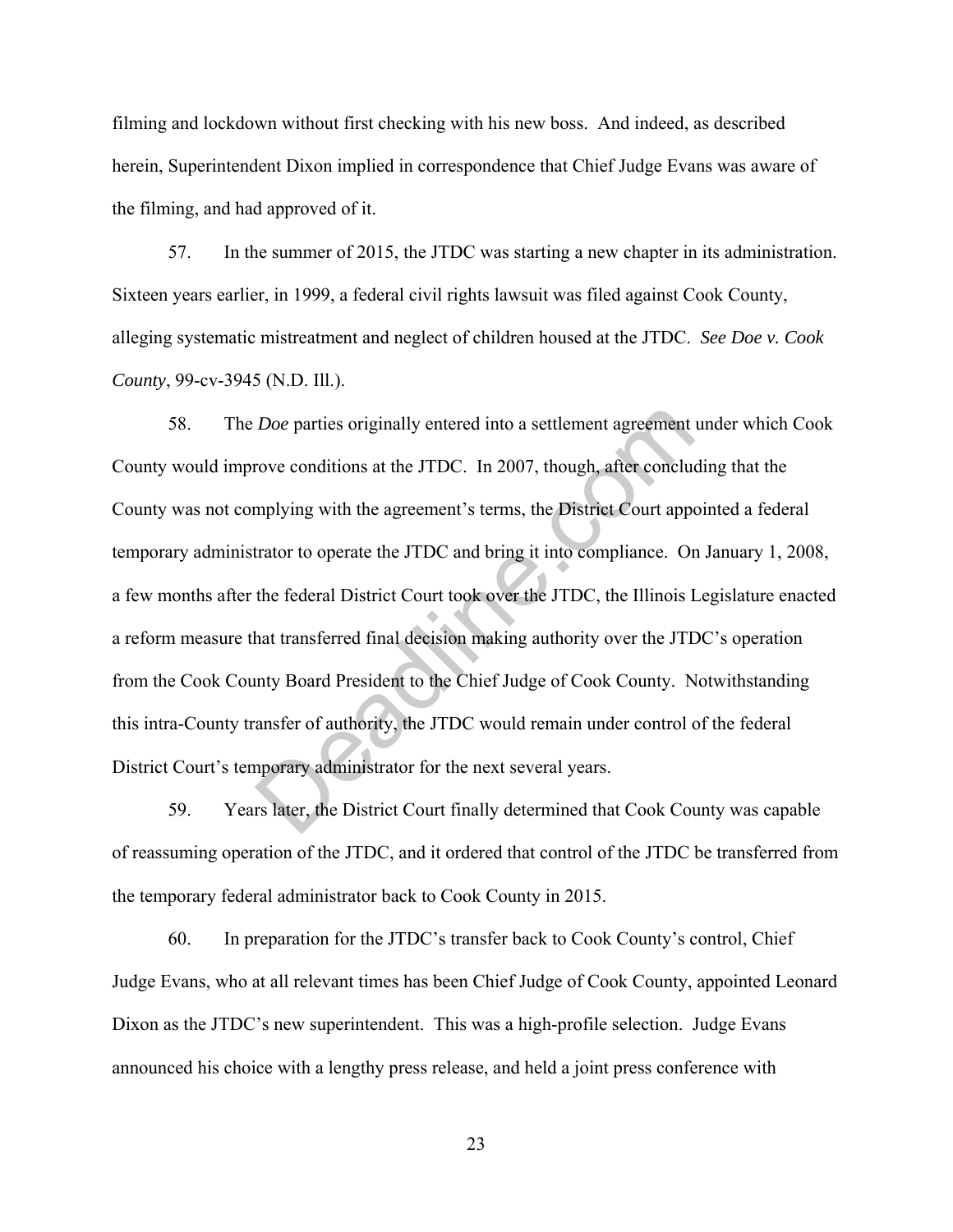filming and lockdown without first checking with his new boss. And indeed, as described herein, Superintendent Dixon implied in correspondence that Chief Judge Evans was aware of the filming, and had approved of it.

57. In the summer of 2015, the JTDC was starting a new chapter in its administration. Sixteen years earlier, in 1999, a federal civil rights lawsuit was filed against Cook County, alleging systematic mistreatment and neglect of children housed at the JTDC. *See Doe v. Cook County*, 99-cv-3945 (N.D. Ill.).

58. The *Doe* parties originally entered into a settlement agreement under which Cook County would improve conditions at the JTDC. In 2007, though, after concluding that the County was not complying with the agreement's terms, the District Court appointed a federal temporary administrator to operate the JTDC and bring it into compliance. On January 1, 2008, a few months after the federal District Court took over the JTDC, the Illinois Legislature enacted a reform measure that transferred final decision making authority over the JTDC's operation from the Cook County Board President to the Chief Judge of Cook County. Notwithstanding this intra-County transfer of authority, the JTDC would remain under control of the federal District Court's temporary administrator for the next several years.

59. Years later, the District Court finally determined that Cook County was capable of reassuming operation of the JTDC, and it ordered that control of the JTDC be transferred from the temporary federal administrator back to Cook County in 2015.

60. In preparation for the JTDC's transfer back to Cook County's control, Chief Judge Evans, who at all relevant times has been Chief Judge of Cook County, appointed Leonard Dixon as the JTDC's new superintendent. This was a high-profile selection. Judge Evans announced his choice with a lengthy press release, and held a joint press conference with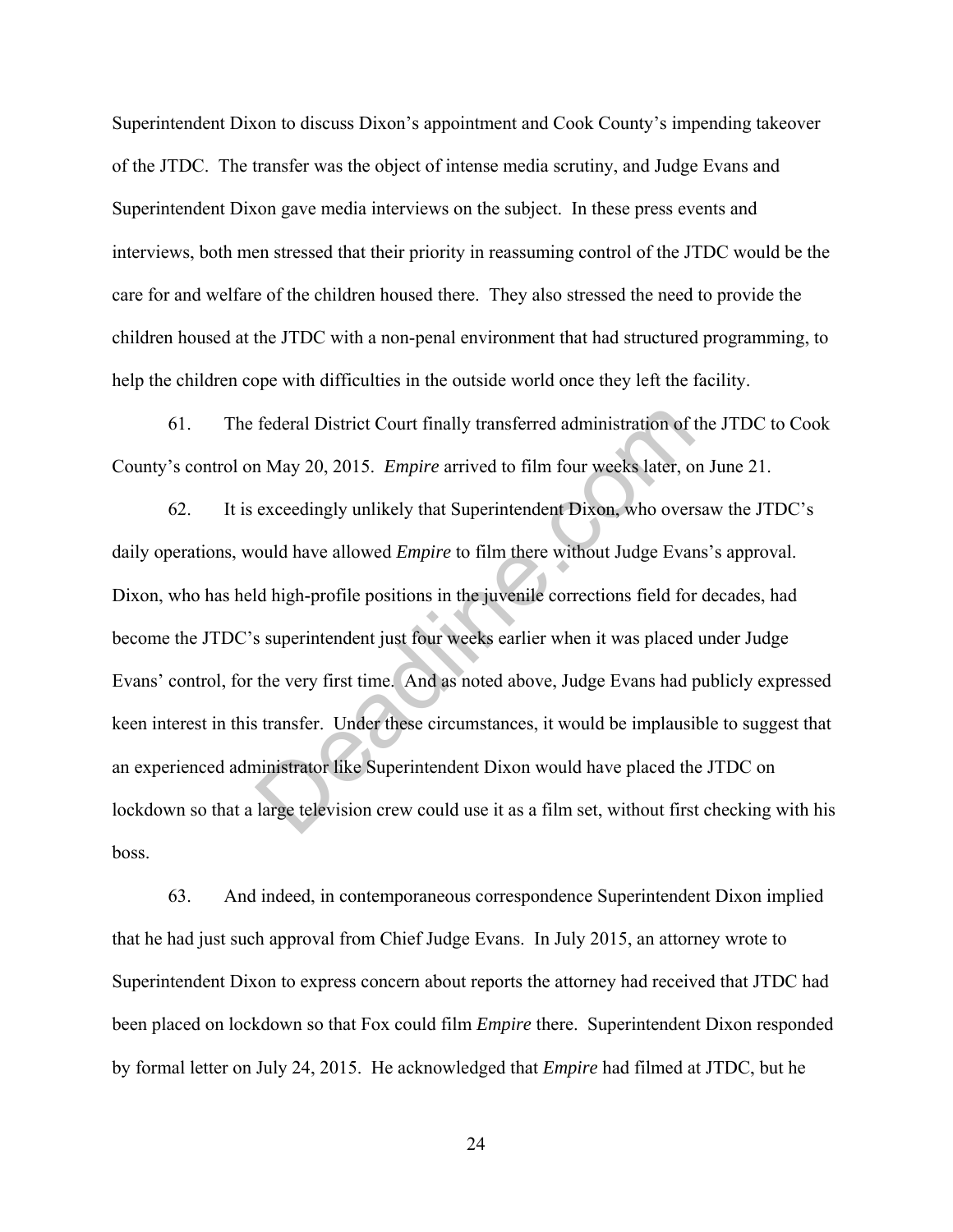Superintendent Dixon to discuss Dixon's appointment and Cook County's impending takeover of the JTDC. The transfer was the object of intense media scrutiny, and Judge Evans and Superintendent Dixon gave media interviews on the subject. In these press events and interviews, both men stressed that their priority in reassuming control of the JTDC would be the care for and welfare of the children housed there. They also stressed the need to provide the children housed at the JTDC with a non-penal environment that had structured programming, to help the children cope with difficulties in the outside world once they left the facility.

61. The federal District Court finally transferred administration of the JTDC to Cook County's control on May 20, 2015. *Empire* arrived to film four weeks later, on June 21.

62. It is exceedingly unlikely that Superintendent Dixon, who oversaw the JTDC's daily operations, would have allowed *Empire* to film there without Judge Evans's approval. Dixon, who has held high-profile positions in the juvenile corrections field for decades, had become the JTDC's superintendent just four weeks earlier when it was placed under Judge Evans' control, for the very first time. And as noted above, Judge Evans had publicly expressed keen interest in this transfer. Under these circumstances, it would be implausible to suggest that an experienced administrator like Superintendent Dixon would have placed the JTDC on lockdown so that a large television crew could use it as a film set, without first checking with his boss.

63. And indeed, in contemporaneous correspondence Superintendent Dixon implied that he had just such approval from Chief Judge Evans. In July 2015, an attorney wrote to Superintendent Dixon to express concern about reports the attorney had received that JTDC had been placed on lockdown so that Fox could film *Empire* there. Superintendent Dixon responded by formal letter on July 24, 2015. He acknowledged that *Empire* had filmed at JTDC, but he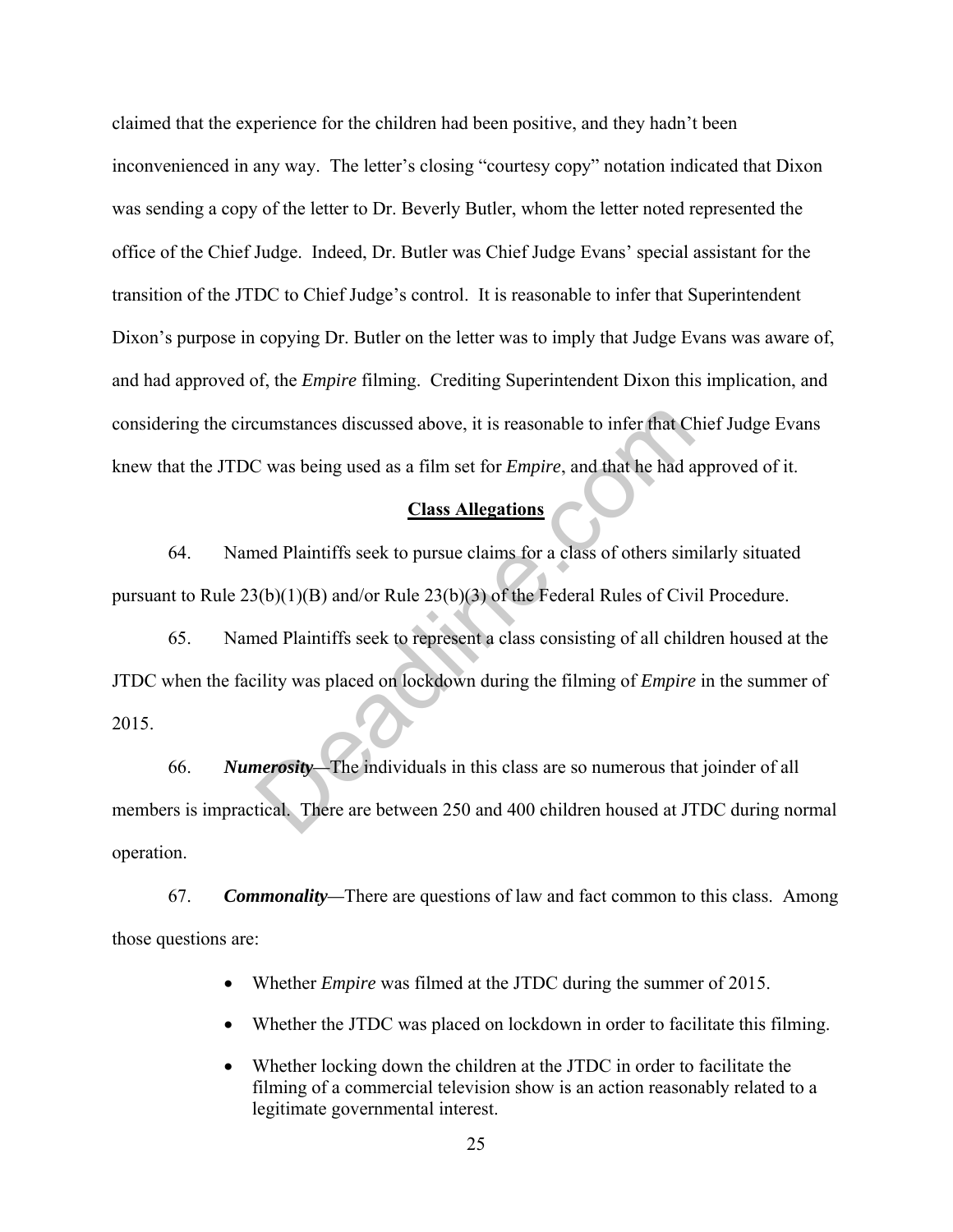claimed that the experience for the children had been positive, and they hadn't been inconvenienced in any way. The letter's closing "courtesy copy" notation indicated that Dixon was sending a copy of the letter to Dr. Beverly Butler, whom the letter noted represented the office of the Chief Judge. Indeed, Dr. Butler was Chief Judge Evans' special assistant for the transition of the JTDC to Chief Judge's control. It is reasonable to infer that Superintendent Dixon's purpose in copying Dr. Butler on the letter was to imply that Judge Evans was aware of, and had approved of, the *Empire* filming. Crediting Superintendent Dixon this implication, and considering the circumstances discussed above, it is reasonable to infer that Chief Judge Evans knew that the JTDC was being used as a film set for *Empire*, and that he had approved of it.

## Class Allegations

64. Named Plaintiffs seek to pursue claims for a class of others similarly situated pursuant to Rule 23(b)(1)(B) and/or Rule 23(b)(3) of the Federal Rules of Civil Procedure.

65. Named Plaintiffs seek to represent a class consisting of all children housed at the JTDC when the facility was placed on lockdown during the filming of *Empire* in the summer of 2015.

66. ***Numerosity***—The individuals in this class are so numerous that joinder of all members is impractical. There are between 250 and 400 children housed at JTDC during normal operation.

67. ***Commonality***—There are questions of law and fact common to this class. Among those questions are:

- Whether *Empire* was filmed at the JTDC during the summer of 2015.
- Whether the JTDC was placed on lockdown in order to facilitate this filming.
- Whether locking down the children at the JTDC in order to facilitate the filming of a commercial television show is an action reasonably related to a legitimate governmental interest.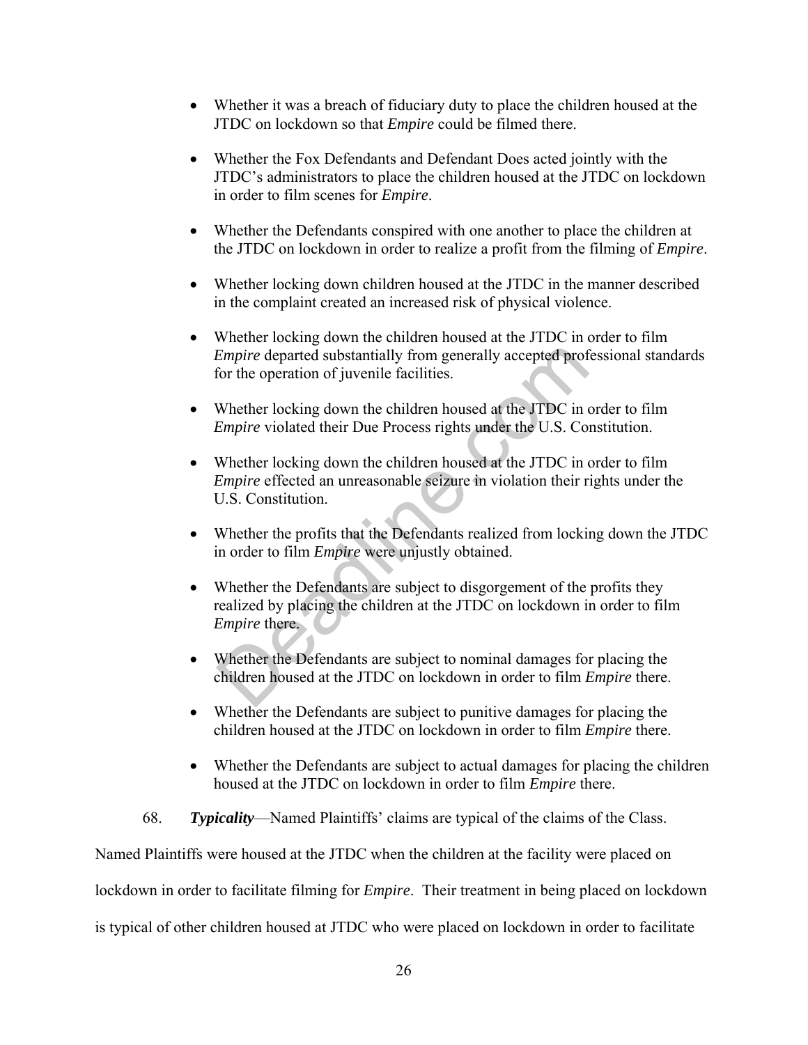- Whether it was a breach of fiduciary duty to place the children housed at the JTDC on lockdown so that *Empire* could be filmed there.
- Whether the Fox Defendants and Defendant Does acted jointly with the JTDC's administrators to place the children housed at the JTDC on lockdown in order to film scenes for *Empire*.
- Whether the Defendants conspired with one another to place the children at the JTDC on lockdown in order to realize a profit from the filming of *Empire*.
- Whether locking down children housed at the JTDC in the manner described in the complaint created an increased risk of physical violence.
- Whether locking down the children housed at the JTDC in order to film *Empire* departed substantially from generally accepted professional standards for the operation of juvenile facilities.
- Whether locking down the children housed at the JTDC in order to film *Empire* violated their Due Process rights under the U.S. Constitution.
- Whether locking down the children housed at the JTDC in order to film *Empire* effected an unreasonable seizure in violation their rights under the U.S. Constitution.
- Whether the profits that the Defendants realized from locking down the JTDC in order to film *Empire* were unjustly obtained.
- Whether the Defendants are subject to disgorgement of the profits they realized by placing the children at the JTDC on lockdown in order to film *Empire* there.
- Whether the Defendants are subject to nominal damages for placing the children housed at the JTDC on lockdown in order to film *Empire* there.
- Whether the Defendants are subject to punitive damages for placing the children housed at the JTDC on lockdown in order to film *Empire* there.
- Whether the Defendants are subject to actual damages for placing the children housed at the JTDC on lockdown in order to film *Empire* there.

68. ***Typicality***—Named Plaintiffs' claims are typical of the claims of the Class. Named Plaintiffs were housed at the JTDC when the children at the facility were placed on lockdown in order to facilitate filming for *Empire*. Their treatment in being placed on lockdown is typical of other children housed at JTDC who were placed on lockdown in order to facilitate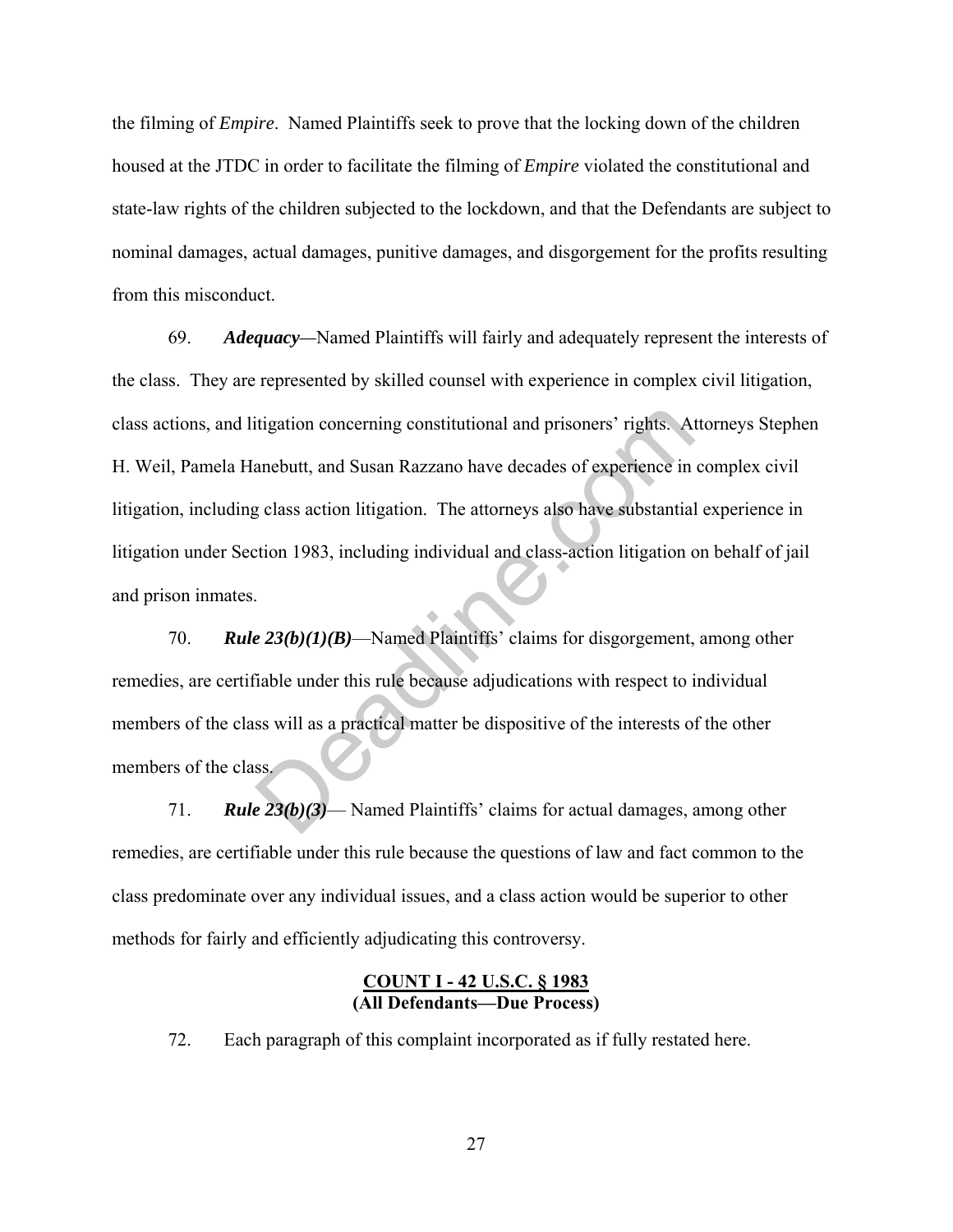the filming of *Empire*. Named Plaintiffs seek to prove that the locking down of the children housed at the JTDC in order to facilitate the filming of *Empire* violated the constitutional and state-law rights of the children subjected to the lockdown, and that the Defendants are subject to nominal damages, actual damages, punitive damages, and disgorgement for the profits resulting from this misconduct.

69. ***Adequacy***—Named Plaintiffs will fairly and adequately represent the interests of the class. They are represented by skilled counsel with experience in complex civil litigation, class actions, and litigation concerning constitutional and prisoners' rights. Attorneys Stephen H. Weil, Pamela Hanebutt, and Susan Razzano have decades of experience in complex civil litigation, including class action litigation. The attorneys also have substantial experience in litigation under Section 1983, including individual and class-action litigation on behalf of jail and prison inmates.

70. ***Rule 23(b)(1)(B)***—Named Plaintiffs' claims for disgorgement, among other remedies, are certifiable under this rule because adjudications with respect to individual members of the class will as a practical matter be dispositive of the interests of the other members of the class.

71. ***Rule 23(b)(3)***— Named Plaintiffs' claims for actual damages, among other remedies, are certifiable under this rule because the questions of law and fact common to the class predominate over any individual issues, and a class action would be superior to other methods for fairly and efficiently adjudicating this controversy.

## COUNT I - 42 U.S.C. § 1983
## (All Defendants—Due Process)

72. Each paragraph of this complaint incorporated as if fully restated here.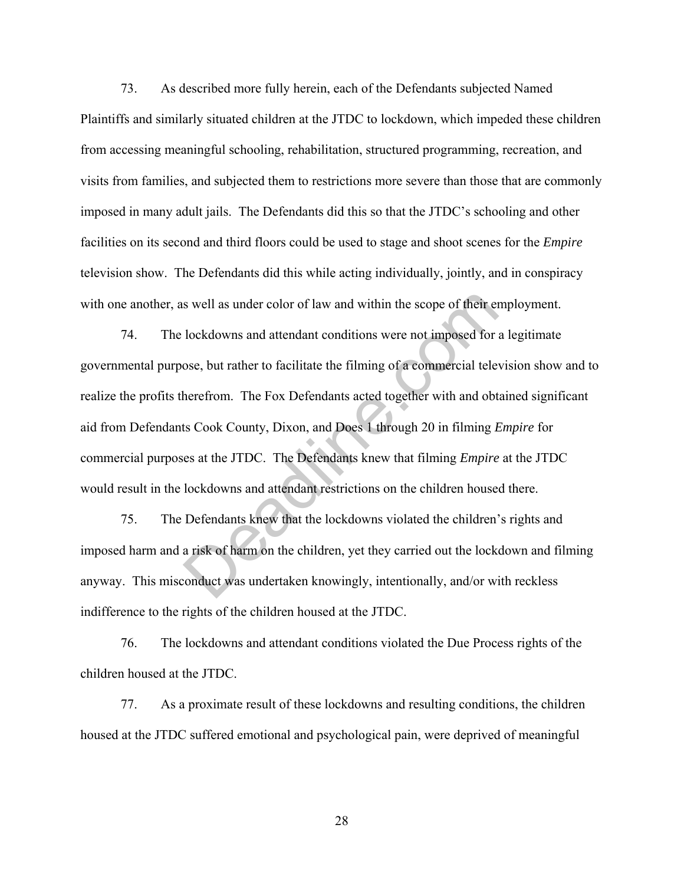73. As described more fully herein, each of the Defendants subjected Named Plaintiffs and similarly situated children at the JTDC to lockdown, which impeded these children from accessing meaningful schooling, rehabilitation, structured programming, recreation, and visits from families, and subjected them to restrictions more severe than those that are commonly imposed in many adult jails. The Defendants did this so that the JTDC's schooling and other facilities on its second and third floors could be used to stage and shoot scenes for the *Empire* television show. The Defendants did this while acting individually, jointly, and in conspiracy with one another, as well as under color of law and within the scope of their employment.

74. The lockdowns and attendant conditions were not imposed for a legitimate governmental purpose, but rather to facilitate the filming of a commercial television show and to realize the profits therefrom. The Fox Defendants acted together with and obtained significant aid from Defendants Cook County, Dixon, and Does 1 through 20 in filming *Empire* for commercial purposes at the JTDC. The Defendants knew that filming *Empire* at the JTDC would result in the lockdowns and attendant restrictions on the children housed there.

75. The Defendants knew that the lockdowns violated the children's rights and imposed harm and a risk of harm on the children, yet they carried out the lockdown and filming anyway. This misconduct was undertaken knowingly, intentionally, and/or with reckless indifference to the rights of the children housed at the JTDC.

76. The lockdowns and attendant conditions violated the Due Process rights of the children housed at the JTDC.

77. As a proximate result of these lockdowns and resulting conditions, the children housed at the JTDC suffered emotional and psychological pain, were deprived of meaningful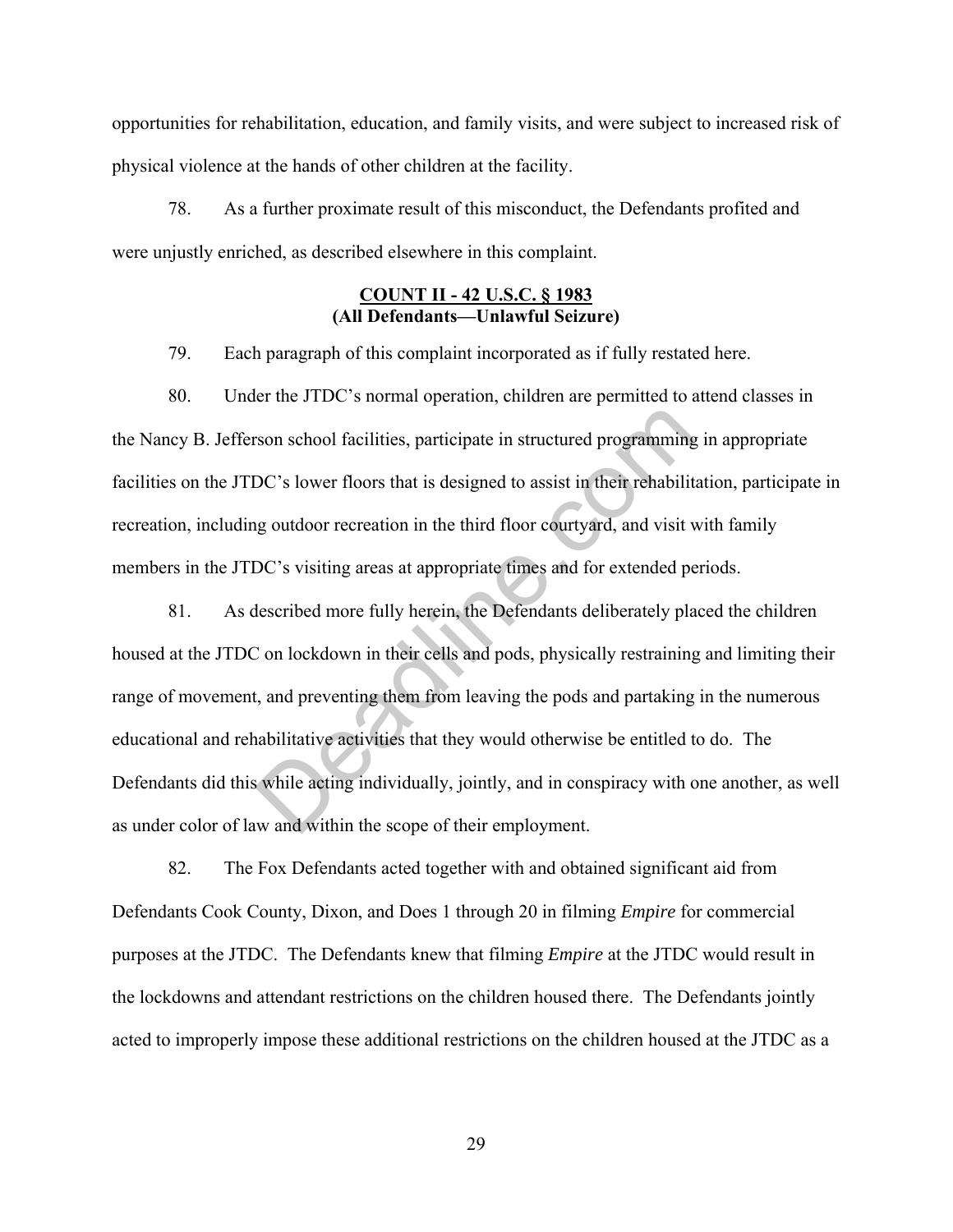opportunities for rehabilitation, education, and family visits, and were subject to increased risk of physical violence at the hands of other children at the facility.

78. As a further proximate result of this misconduct, the Defendants profited and were unjustly enriched, as described elsewhere in this complaint.

**COUNT II - 42 U.S.C. § 1983**
**(All Defendants—Unlawful Seizure)**

79. Each paragraph of this complaint incorporated as if fully restated here.

80. Under the JTDC's normal operation, children are permitted to attend classes in the Nancy B. Jefferson school facilities, participate in structured programming in appropriate facilities on the JTDC's lower floors that is designed to assist in their rehabilitation, participate in recreation, including outdoor recreation in the third floor courtyard, and visit with family members in the JTDC's visiting areas at appropriate times and for extended periods.

81. As described more fully herein, the Defendants deliberately placed the children housed at the JTDC on lockdown in their cells and pods, physically restraining and limiting their range of movement, and preventing them from leaving the pods and partaking in the numerous educational and rehabilitative activities that they would otherwise be entitled to do. The Defendants did this while acting individually, jointly, and in conspiracy with one another, as well as under color of law and within the scope of their employment.

82. The Fox Defendants acted together with and obtained significant aid from Defendants Cook County, Dixon, and Does 1 through 20 in filming *Empire* for commercial purposes at the JTDC. The Defendants knew that filming *Empire* at the JTDC would result in the lockdowns and attendant restrictions on the children housed there. The Defendants jointly acted to improperly impose these additional restrictions on the children housed at the JTDC as a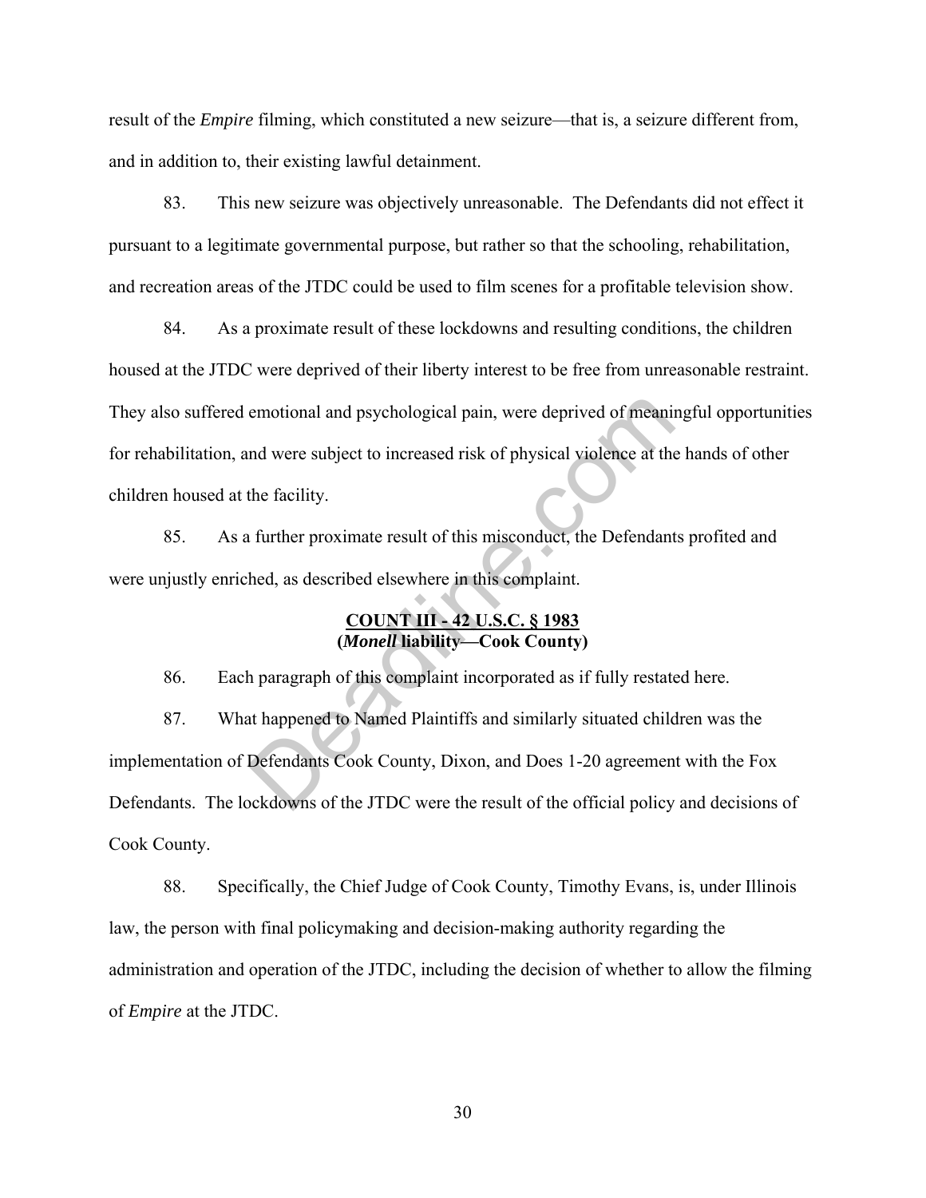result of the *Empire* filming, which constituted a new seizure—that is, a seizure different from, and in addition to, their existing lawful detainment.

83. This new seizure was objectively unreasonable. The Defendants did not effect it pursuant to a legitimate governmental purpose, but rather so that the schooling, rehabilitation, and recreation areas of the JTDC could be used to film scenes for a profitable television show.

84. As a proximate result of these lockdowns and resulting conditions, the children housed at the JTDC were deprived of their liberty interest to be free from unreasonable restraint. They also suffered emotional and psychological pain, were deprived of meaningful opportunities for rehabilitation, and were subject to increased risk of physical violence at the hands of other children housed at the facility.

85. As a further proximate result of this misconduct, the Defendants profited and were unjustly enriched, as described elsewhere in this complaint.

<u>**COUNT III - 42 U.S.C. § 1983**</u>
**(*Monell* liability—Cook County)**

86. Each paragraph of this complaint incorporated as if fully restated here.

87. What happened to Named Plaintiffs and similarly situated children was the implementation of Defendants Cook County, Dixon, and Does 1-20 agreement with the Fox Defendants. The lockdowns of the JTDC were the result of the official policy and decisions of Cook County.

88. Specifically, the Chief Judge of Cook County, Timothy Evans, is, under Illinois law, the person with final policymaking and decision-making authority regarding the administration and operation of the JTDC, including the decision of whether to allow the filming of *Empire* at the JTDC.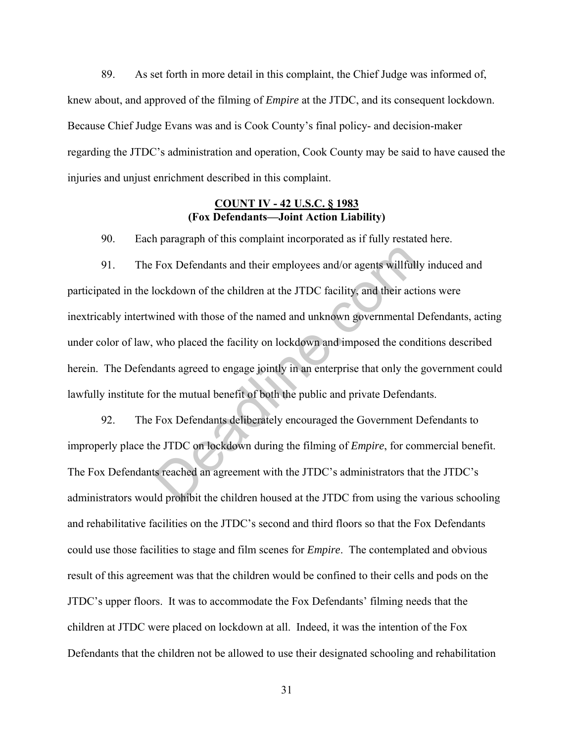89. As set forth in more detail in this complaint, the Chief Judge was informed of, knew about, and approved of the filming of *Empire* at the JTDC, and its consequent lockdown. Because Chief Judge Evans was and is Cook County's final policy- and decision-maker regarding the JTDC's administration and operation, Cook County may be said to have caused the injuries and unjust enrichment described in this complaint.

**COUNT IV - 42 U.S.C. § 1983**
**(Fox Defendants—Joint Action Liability)**

90. Each paragraph of this complaint incorporated as if fully restated here.

91. The Fox Defendants and their employees and/or agents willfully induced and participated in the lockdown of the children at the JTDC facility, and their actions were inextricably intertwined with those of the named and unknown governmental Defendants, acting under color of law, who placed the facility on lockdown and imposed the conditions described herein. The Defendants agreed to engage jointly in an enterprise that only the government could lawfully institute for the mutual benefit of both the public and private Defendants.

92. The Fox Defendants deliberately encouraged the Government Defendants to improperly place the JTDC on lockdown during the filming of *Empire*, for commercial benefit. The Fox Defendants reached an agreement with the JTDC's administrators that the JTDC's administrators would prohibit the children housed at the JTDC from using the various schooling and rehabilitative facilities on the JTDC's second and third floors so that the Fox Defendants could use those facilities to stage and film scenes for *Empire*. The contemplated and obvious result of this agreement was that the children would be confined to their cells and pods on the JTDC's upper floors. It was to accommodate the Fox Defendants' filming needs that the children at JTDC were placed on lockdown at all. Indeed, it was the intention of the Fox Defendants that the children not be allowed to use their designated schooling and rehabilitation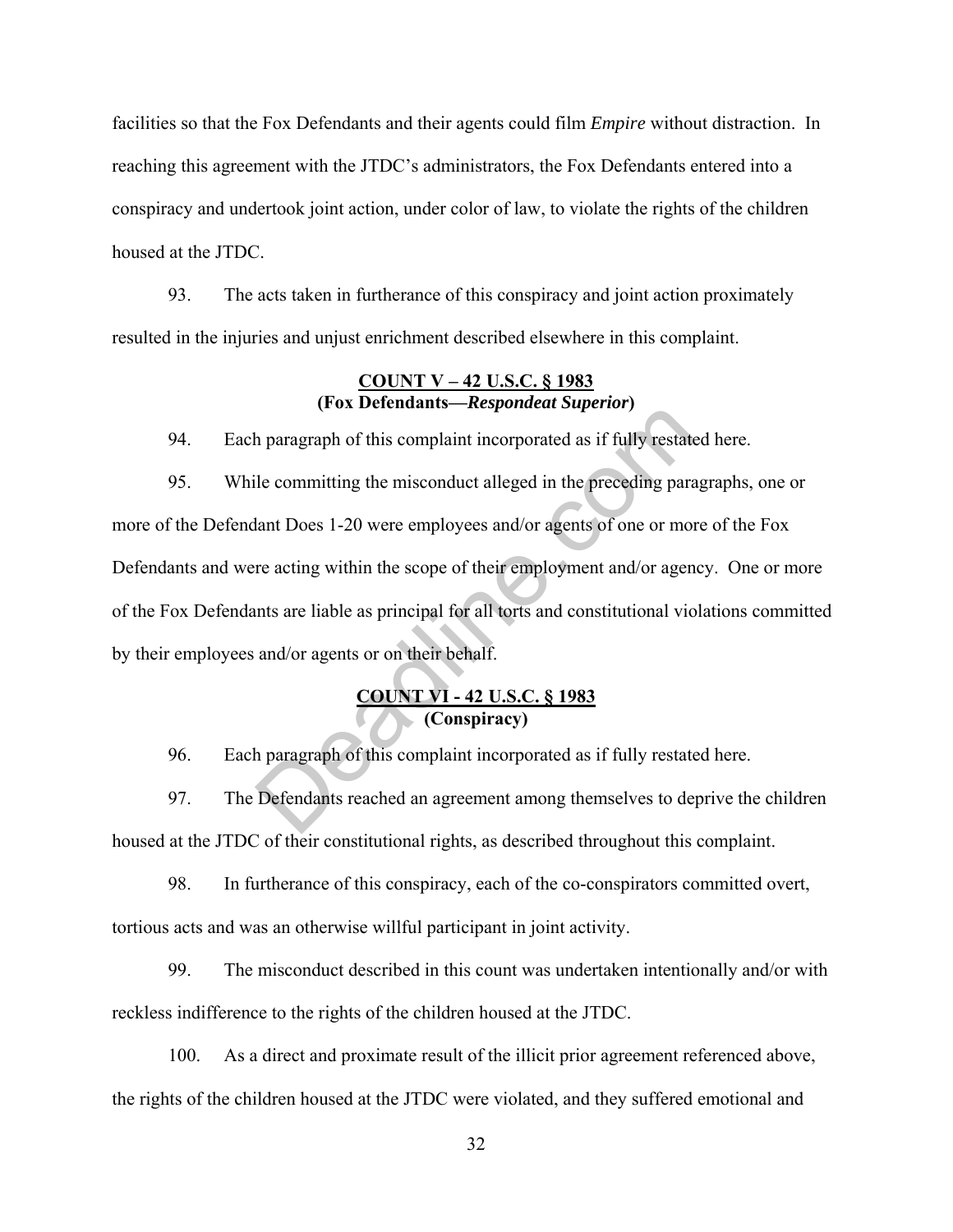facilities so that the Fox Defendants and their agents could film *Empire* without distraction. In reaching this agreement with the JTDC's administrators, the Fox Defendants entered into a conspiracy and undertook joint action, under color of law, to violate the rights of the children housed at the JTDC.

93. The acts taken in furtherance of this conspiracy and joint action proximately resulted in the injuries and unjust enrichment described elsewhere in this complaint.

**COUNT V – 42 U.S.C. § 1983**
**(Fox Defendants—*Respondeat Superior*)**

94. Each paragraph of this complaint incorporated as if fully restated here.

95. While committing the misconduct alleged in the preceding paragraphs, one or more of the Defendant Does 1-20 were employees and/or agents of one or more of the Fox Defendants and were acting within the scope of their employment and/or agency. One or more of the Fox Defendants are liable as principal for all torts and constitutional violations committed by their employees and/or agents or on their behalf.

**COUNT VI - 42 U.S.C. § 1983**
**(Conspiracy)**

96. Each paragraph of this complaint incorporated as if fully restated here.

97. The Defendants reached an agreement among themselves to deprive the children housed at the JTDC of their constitutional rights, as described throughout this complaint.

98. In furtherance of this conspiracy, each of the co-conspirators committed overt, tortious acts and was an otherwise willful participant in joint activity.

99. The misconduct described in this count was undertaken intentionally and/or with reckless indifference to the rights of the children housed at the JTDC.

100. As a direct and proximate result of the illicit prior agreement referenced above, the rights of the children housed at the JTDC were violated, and they suffered emotional and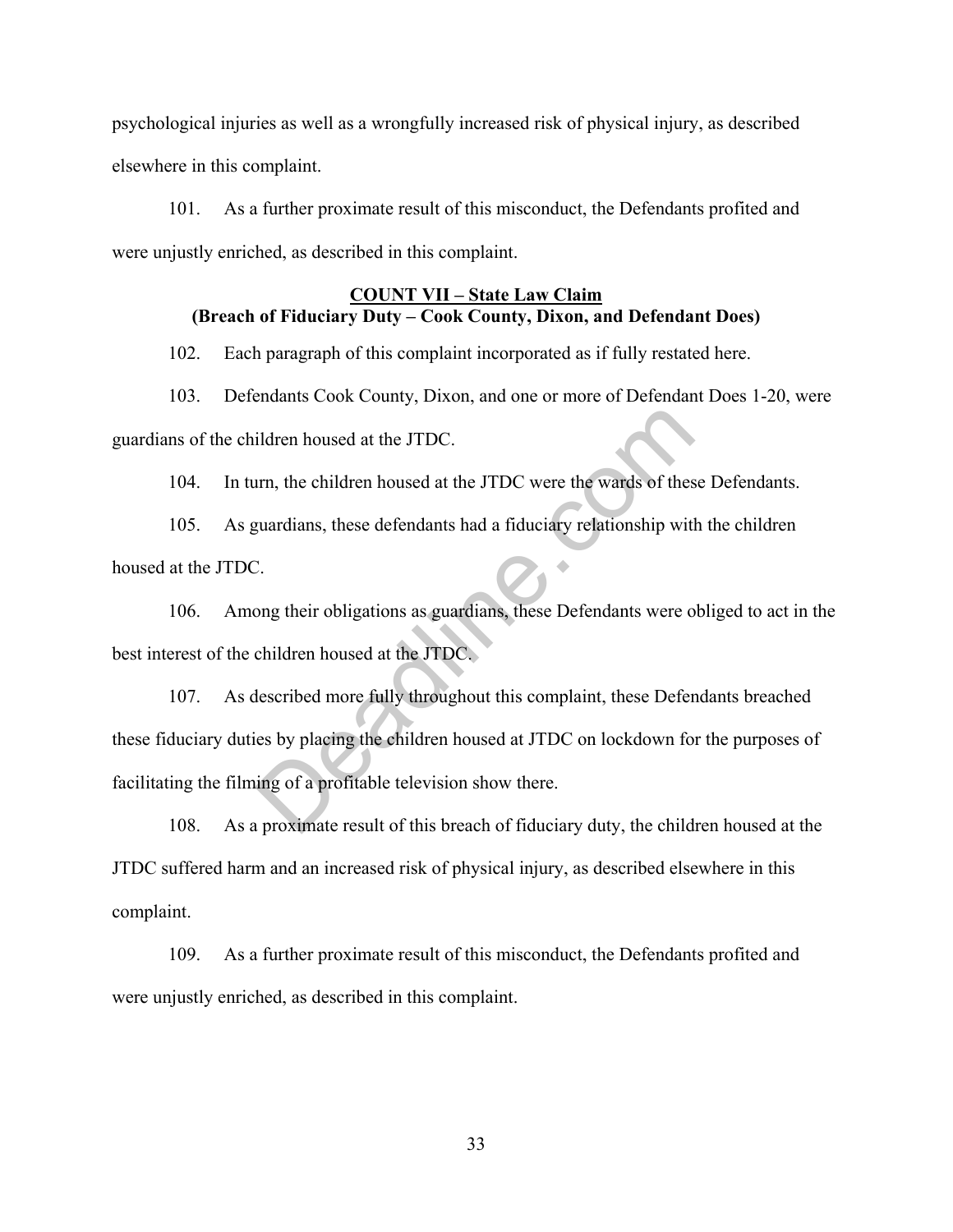psychological injuries as well as a wrongfully increased risk of physical injury, as described elsewhere in this complaint.

101. As a further proximate result of this misconduct, the Defendants profited and were unjustly enriched, as described in this complaint.

**COUNT VII – State Law Claim**
**(Breach of Fiduciary Duty – Cook County, Dixon, and Defendant Does)**

102. Each paragraph of this complaint incorporated as if fully restated here.

103. Defendants Cook County, Dixon, and one or more of Defendant Does 1-20, were guardians of the children housed at the JTDC.

104. In turn, the children housed at the JTDC were the wards of these Defendants.

105. As guardians, these defendants had a fiduciary relationship with the children housed at the JTDC.

106. Among their obligations as guardians, these Defendants were obliged to act in the best interest of the children housed at the JTDC.

107. As described more fully throughout this complaint, these Defendants breached these fiduciary duties by placing the children housed at JTDC on lockdown for the purposes of facilitating the filming of a profitable television show there.

108. As a proximate result of this breach of fiduciary duty, the children housed at the JTDC suffered harm and an increased risk of physical injury, as described elsewhere in this complaint.

109. As a further proximate result of this misconduct, the Defendants profited and were unjustly enriched, as described in this complaint.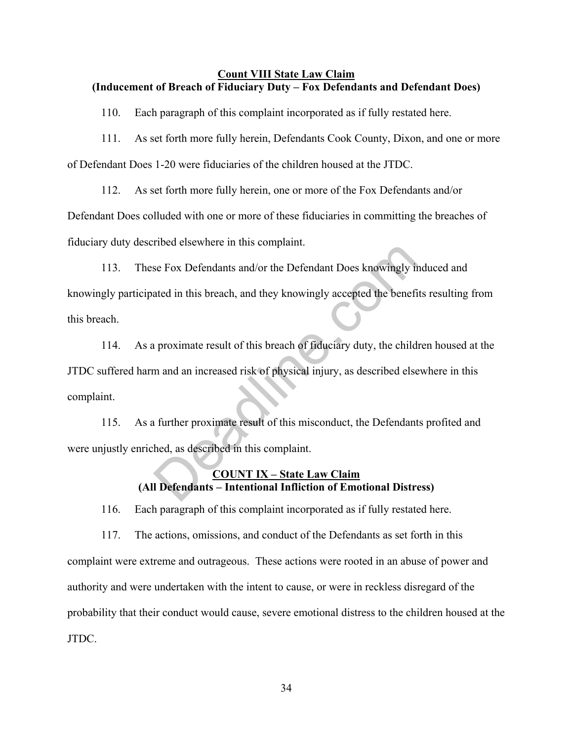**Count VIII State Law Claim**
**(Inducement of Breach of Fiduciary Duty – Fox Defendants and Defendant Does)**

110. Each paragraph of this complaint incorporated as if fully restated here.

111. As set forth more fully herein, Defendants Cook County, Dixon, and one or more of Defendant Does 1-20 were fiduciaries of the children housed at the JTDC.

112. As set forth more fully herein, one or more of the Fox Defendants and/or Defendant Does colluded with one or more of these fiduciaries in committing the breaches of fiduciary duty described elsewhere in this complaint.

113. These Fox Defendants and/or the Defendant Does knowingly induced and knowingly participated in this breach, and they knowingly accepted the benefits resulting from this breach.

114. As a proximate result of this breach of fiduciary duty, the children housed at the JTDC suffered harm and an increased risk of physical injury, as described elsewhere in this complaint.

115. As a further proximate result of this misconduct, the Defendants profited and were unjustly enriched, as described in this complaint.

**COUNT IX – State Law Claim**
**(All Defendants – Intentional Infliction of Emotional Distress)**

116. Each paragraph of this complaint incorporated as if fully restated here.

117. The actions, omissions, and conduct of the Defendants as set forth in this complaint were extreme and outrageous. These actions were rooted in an abuse of power and authority and were undertaken with the intent to cause, or were in reckless disregard of the probability that their conduct would cause, severe emotional distress to the children housed at the JTDC.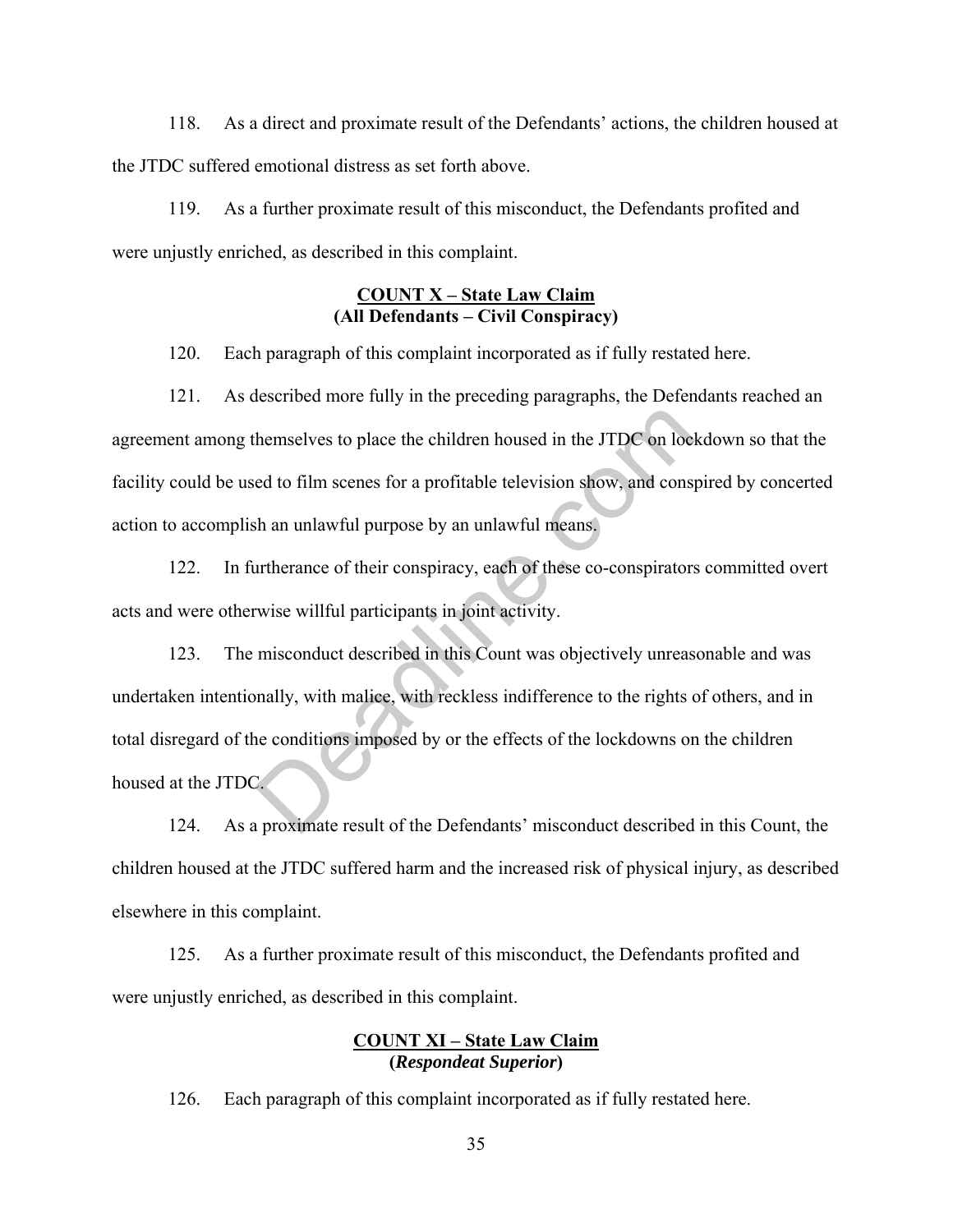118. As a direct and proximate result of the Defendants' actions, the children housed at the JTDC suffered emotional distress as set forth above.

119. As a further proximate result of this misconduct, the Defendants profited and were unjustly enriched, as described in this complaint.

**COUNT X – State Law Claim**
**(All Defendants – Civil Conspiracy)**

120. Each paragraph of this complaint incorporated as if fully restated here.

121. As described more fully in the preceding paragraphs, the Defendants reached an agreement among themselves to place the children housed in the JTDC on lockdown so that the facility could be used to film scenes for a profitable television show, and conspired by concerted action to accomplish an unlawful purpose by an unlawful means.

122. In furtherance of their conspiracy, each of these co-conspirators committed overt acts and were otherwise willful participants in joint activity.

123. The misconduct described in this Count was objectively unreasonable and was undertaken intentionally, with malice, with reckless indifference to the rights of others, and in total disregard of the conditions imposed by or the effects of the lockdowns on the children housed at the JTDC.

124. As a proximate result of the Defendants' misconduct described in this Count, the children housed at the JTDC suffered harm and the increased risk of physical injury, as described elsewhere in this complaint.

125. As a further proximate result of this misconduct, the Defendants profited and were unjustly enriched, as described in this complaint.

**COUNT XI – State Law Claim**
**(*Respondeat Superior*)**

126. Each paragraph of this complaint incorporated as if fully restated here.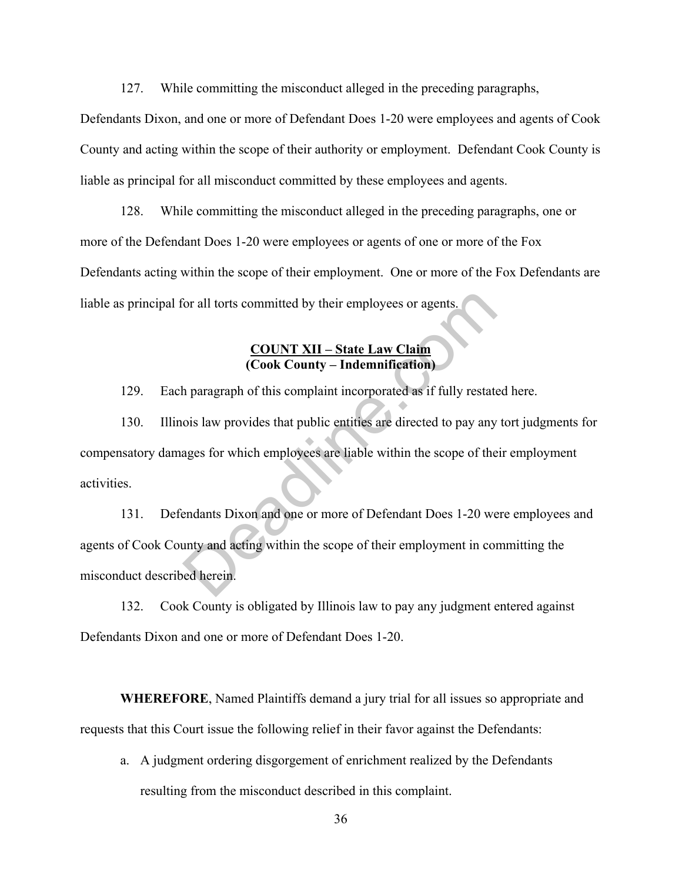127. While committing the misconduct alleged in the preceding paragraphs, Defendants Dixon, and one or more of Defendant Does 1-20 were employees and agents of Cook County and acting within the scope of their authority or employment. Defendant Cook County is liable as principal for all misconduct committed by these employees and agents.

128. While committing the misconduct alleged in the preceding paragraphs, one or more of the Defendant Does 1-20 were employees or agents of one or more of the Fox Defendants acting within the scope of their employment. One or more of the Fox Defendants are liable as principal for all torts committed by their employees or agents.

**COUNT XII – State Law Claim**
**(Cook County – Indemnification)**

129. Each paragraph of this complaint incorporated as if fully restated here.

130. Illinois law provides that public entities are directed to pay any tort judgments for compensatory damages for which employees are liable within the scope of their employment activities.

131. Defendants Dixon and one or more of Defendant Does 1-20 were employees and agents of Cook County and acting within the scope of their employment in committing the misconduct described herein.

132. Cook County is obligated by Illinois law to pay any judgment entered against Defendants Dixon and one or more of Defendant Does 1-20.

**WHEREFORE**, Named Plaintiffs demand a jury trial for all issues so appropriate and requests that this Court issue the following relief in their favor against the Defendants:

a. A judgment ordering disgorgement of enrichment realized by the Defendants resulting from the misconduct described in this complaint.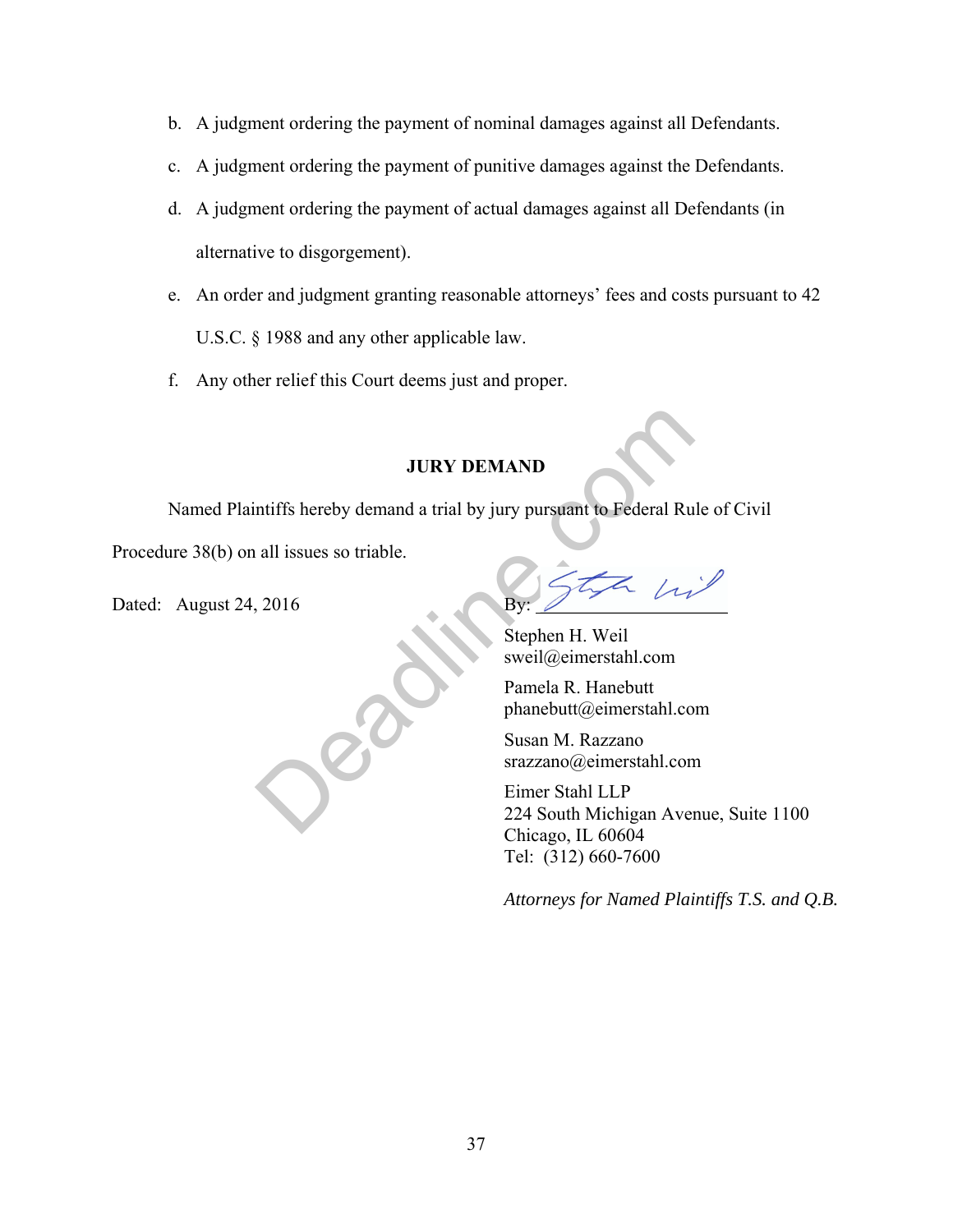b. A judgment ordering the payment of nominal damages against all Defendants.

c. A judgment ordering the payment of punitive damages against the Defendants.

d. A judgment ordering the payment of actual damages against all Defendants (in alternative to disgorgement).

e. An order and judgment granting reasonable attorneys' fees and costs pursuant to 42 U.S.C. § 1988 and any other applicable law.

f. Any other relief this Court deems just and proper.

**JURY DEMAND**

Named Plaintiffs hereby demand a trial by jury pursuant to Federal Rule of Civil Procedure 38(b) on all issues so triable.

Dated: August 24, 2016

By: ______________________

Stephen H. Weil
sweil@eimerstahl.com

Pamela R. Hanebutt
phanebutt@eimerstahl.com

Susan M. Razzano
srazzano@eimerstahl.com

Eimer Stahl LLP
224 South Michigan Avenue, Suite 1100
Chicago, IL 60604
Tel: (312) 660-7600

*Attorneys for Named Plaintiffs T.S. and Q.B.*